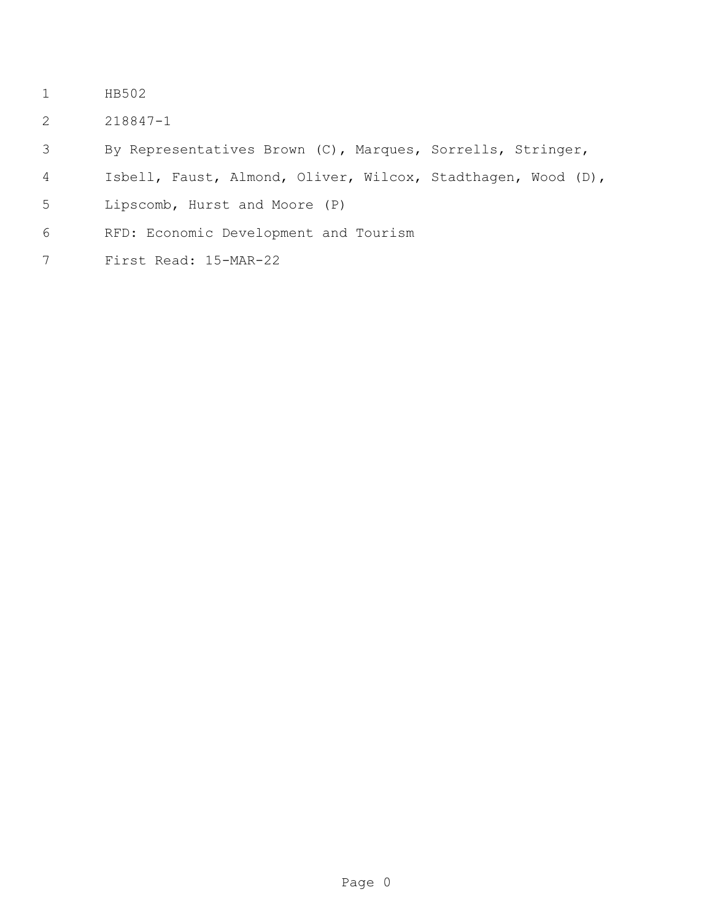HB502

218847-1

By Representatives Brown (C), Marques, Sorrells, Stringer, Isbell, Faust, Almond, Oliver, Wilcox, Stadthagen, Wood (D), Lipscomb, Hurst and Moore (P)

RFD: Economic Development and Tourism

First Read: 15-MAR-22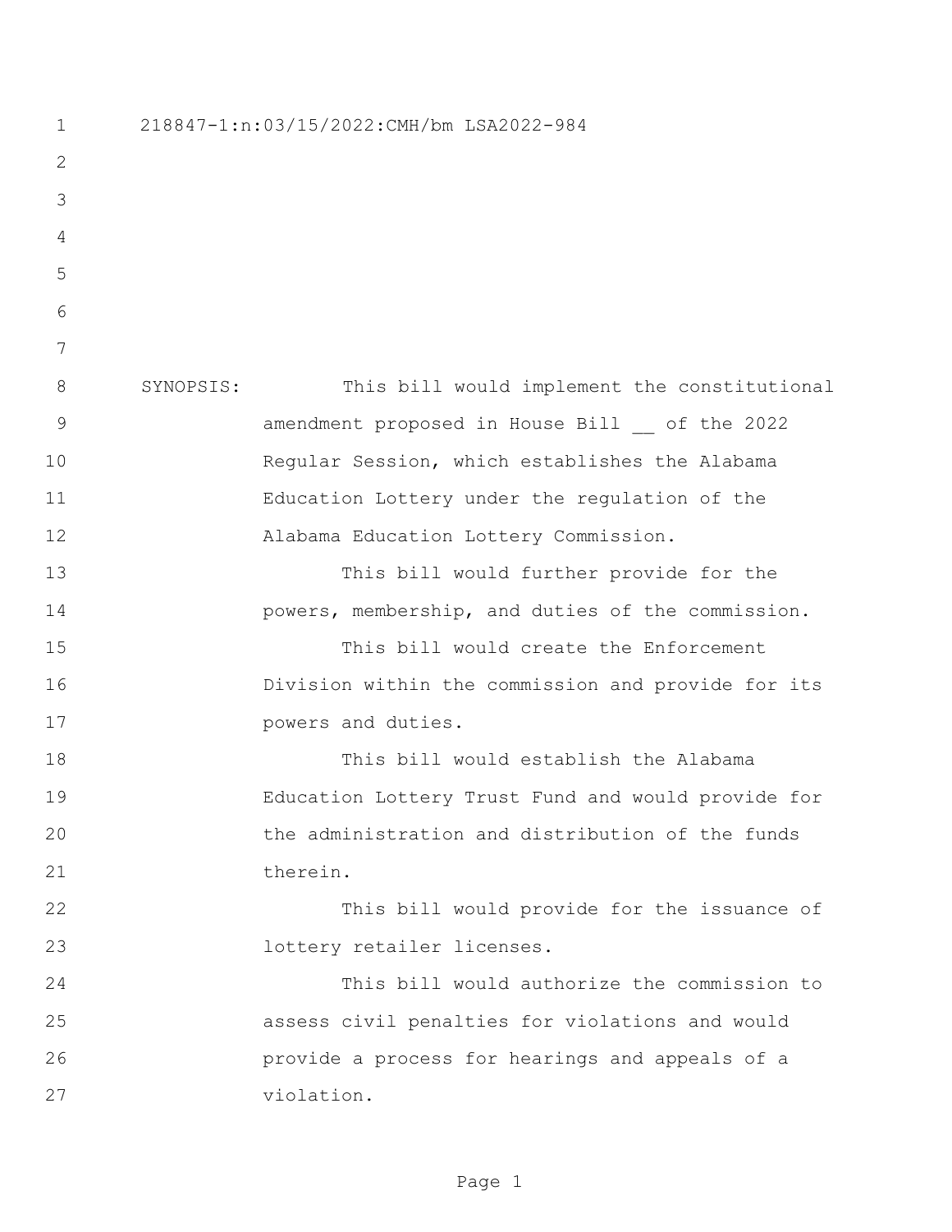218847-1:n:03/15/2022:CMH/bm LSA2022-984

SYNOPSIS: This bill would implement the constitutional amendment proposed in House Bill __ of the 2022 Regular Session, which establishes the Alabama Education Lottery under the regulation of the Alabama Education Lottery Commission.

This bill would further provide for the powers, membership, and duties of the commission.

This bill would create the Enforcement Division within the commission and provide for its powers and duties.

This bill would establish the Alabama Education Lottery Trust Fund and would provide for the administration and distribution of the funds therein.

This bill would provide for the issuance of lottery retailer licenses.

This bill would authorize the commission to assess civil penalties for violations and would provide a process for hearings and appeals of a violation.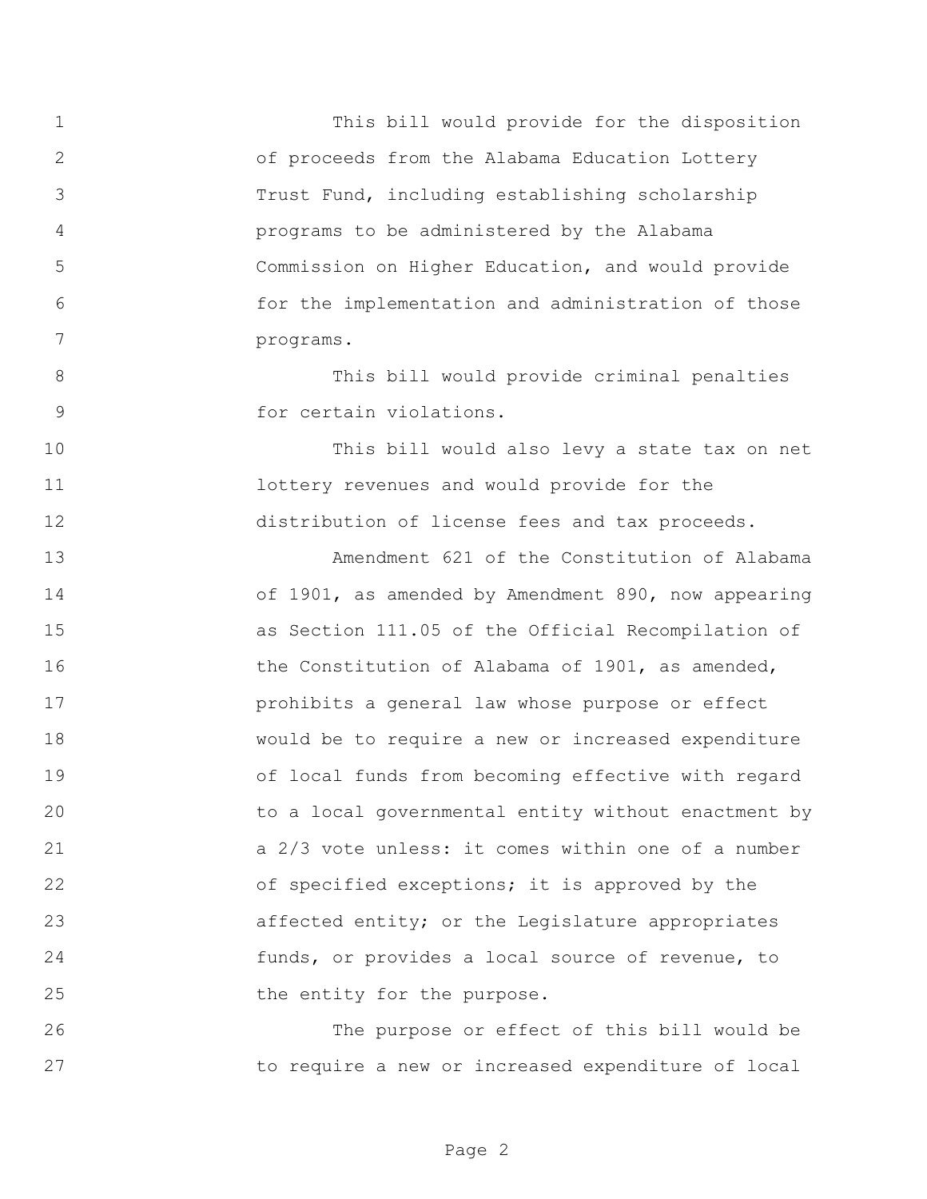This bill would provide for the disposition of proceeds from the Alabama Education Lottery Trust Fund, including establishing scholarship programs to be administered by the Alabama Commission on Higher Education, and would provide for the implementation and administration of those programs.

This bill would provide criminal penalties for certain violations.

This bill would also levy a state tax on net lottery revenues and would provide for the distribution of license fees and tax proceeds.

Amendment 621 of the Constitution of Alabama of 1901, as amended by Amendment 890, now appearing as Section 111.05 of the Official Recompilation of the Constitution of Alabama of 1901, as amended, prohibits a general law whose purpose or effect would be to require a new or increased expenditure of local funds from becoming effective with regard to a local governmental entity without enactment by a 2/3 vote unless: it comes within one of a number of specified exceptions; it is approved by the affected entity; or the Legislature appropriates funds, or provides a local source of revenue, to the entity for the purpose.

The purpose or effect of this bill would be to require a new or increased expenditure of local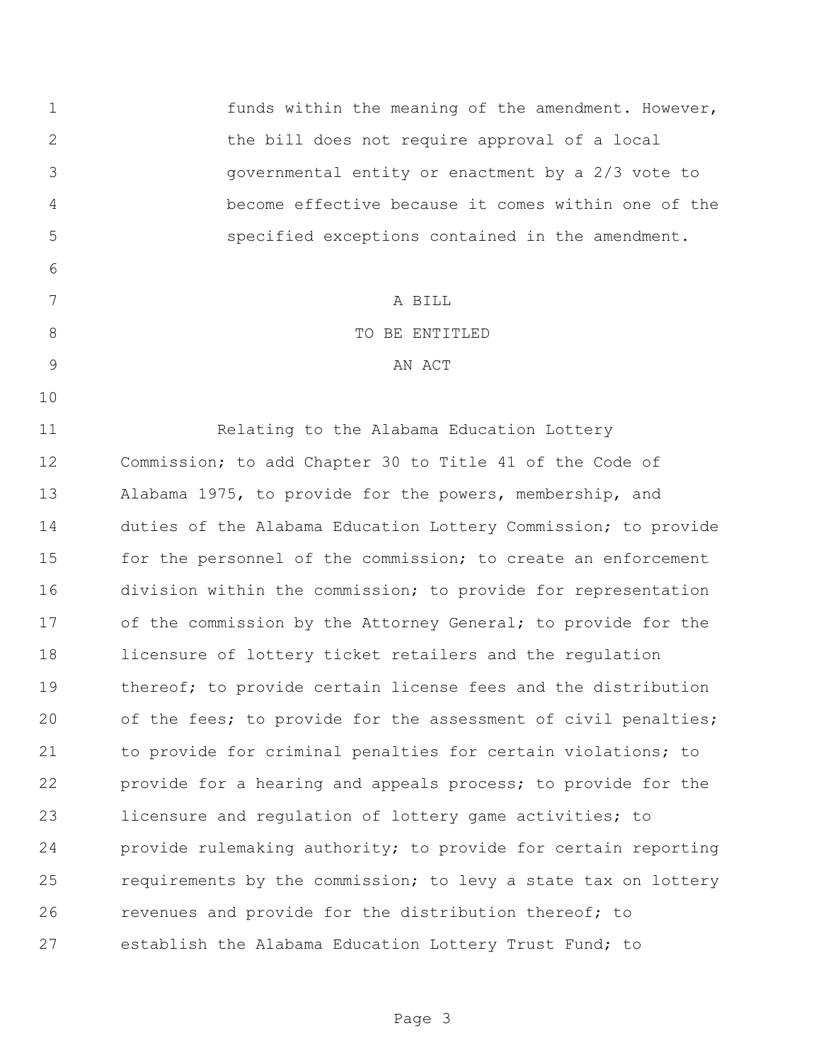funds within the meaning of the amendment. However, the bill does not require approval of a local governmental entity or enactment by a 2/3 vote to become effective because it comes within one of the specified exceptions contained in the amendment.

A BILL

TO BE ENTITLED

AN ACT

Relating to the Alabama Education Lottery Commission; to add Chapter 30 to Title 41 of the Code of Alabama 1975, to provide for the powers, membership, and duties of the Alabama Education Lottery Commission; to provide for the personnel of the commission; to create an enforcement division within the commission; to provide for representation of the commission by the Attorney General; to provide for the licensure of lottery ticket retailers and the regulation thereof; to provide certain license fees and the distribution of the fees; to provide for the assessment of civil penalties; to provide for criminal penalties for certain violations; to provide for a hearing and appeals process; to provide for the licensure and regulation of lottery game activities; to provide rulemaking authority; to provide for certain reporting requirements by the commission; to levy a state tax on lottery revenues and provide for the distribution thereof; to establish the Alabama Education Lottery Trust Fund; to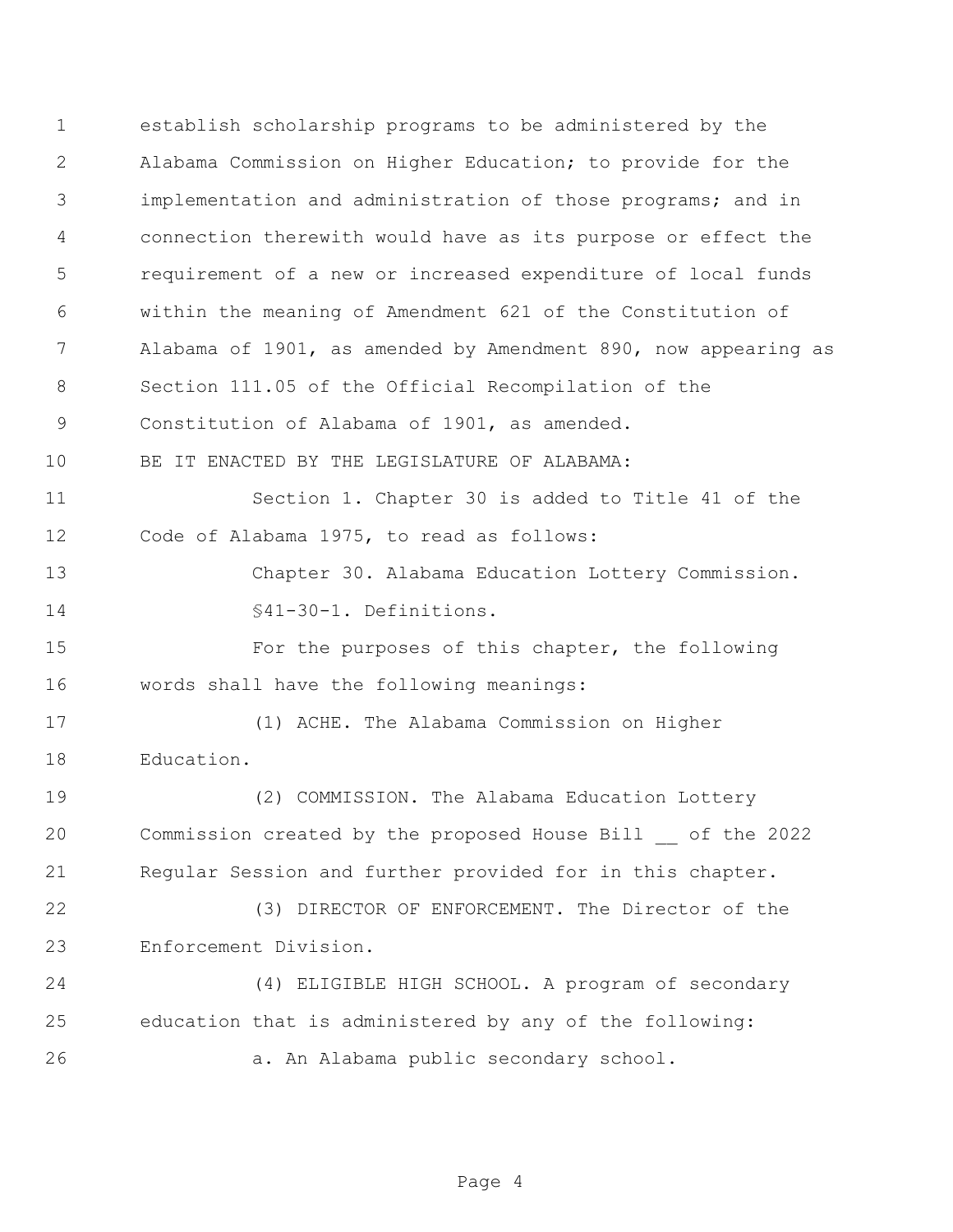establish scholarship programs to be administered by the Alabama Commission on Higher Education; to provide for the implementation and administration of those programs; and in connection therewith would have as its purpose or effect the requirement of a new or increased expenditure of local funds within the meaning of Amendment 621 of the Constitution of Alabama of 1901, as amended by Amendment 890, now appearing as Section 111.05 of the Official Recompilation of the Constitution of Alabama of 1901, as amended.

BE IT ENACTED BY THE LEGISLATURE OF ALABAMA:

Section 1. Chapter 30 is added to Title 41 of the Code of Alabama 1975, to read as follows:

Chapter 30. Alabama Education Lottery Commission.

§41-30-1. Definitions.

For the purposes of this chapter, the following words shall have the following meanings:

(1) ACHE. The Alabama Commission on Higher Education.

(2) COMMISSION. The Alabama Education Lottery Commission created by the proposed House Bill __ of the 2022 Regular Session and further provided for in this chapter.

(3) DIRECTOR OF ENFORCEMENT. The Director of the Enforcement Division.

(4) ELIGIBLE HIGH SCHOOL. A program of secondary education that is administered by any of the following:

a. An Alabama public secondary school.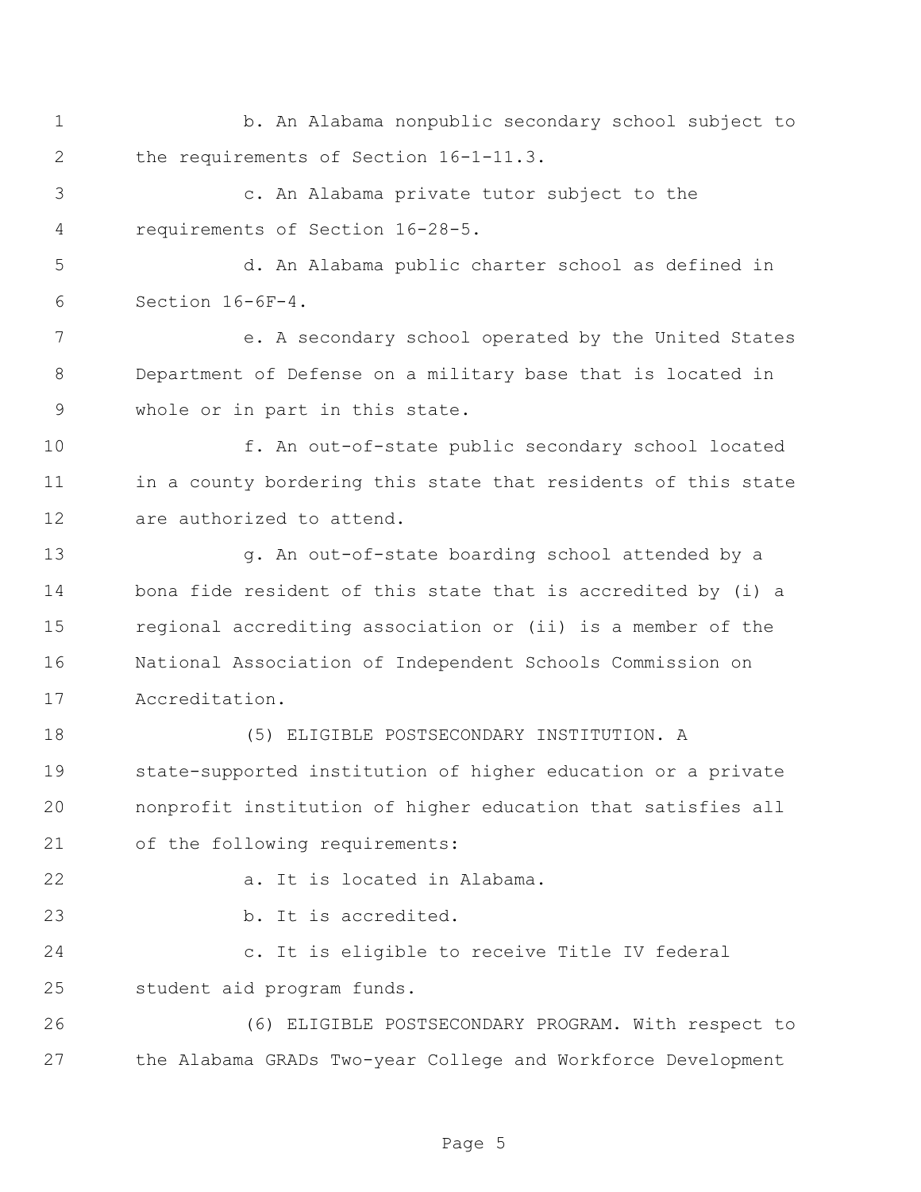b. An Alabama nonpublic secondary school subject to the requirements of Section 16-1-11.3.

c. An Alabama private tutor subject to the requirements of Section 16-28-5.

d. An Alabama public charter school as defined in Section 16-6F-4.

e. A secondary school operated by the United States Department of Defense on a military base that is located in whole or in part in this state.

f. An out-of-state public secondary school located in a county bordering this state that residents of this state are authorized to attend.

g. An out-of-state boarding school attended by a bona fide resident of this state that is accredited by (i) a regional accrediting association or (ii) is a member of the National Association of Independent Schools Commission on Accreditation.

(5) ELIGIBLE POSTSECONDARY INSTITUTION. A state-supported institution of higher education or a private nonprofit institution of higher education that satisfies all of the following requirements:

a. It is located in Alabama.

b. It is accredited.

c. It is eligible to receive Title IV federal student aid program funds.

(6) ELIGIBLE POSTSECONDARY PROGRAM. With respect to the Alabama GRADs Two-year College and Workforce Development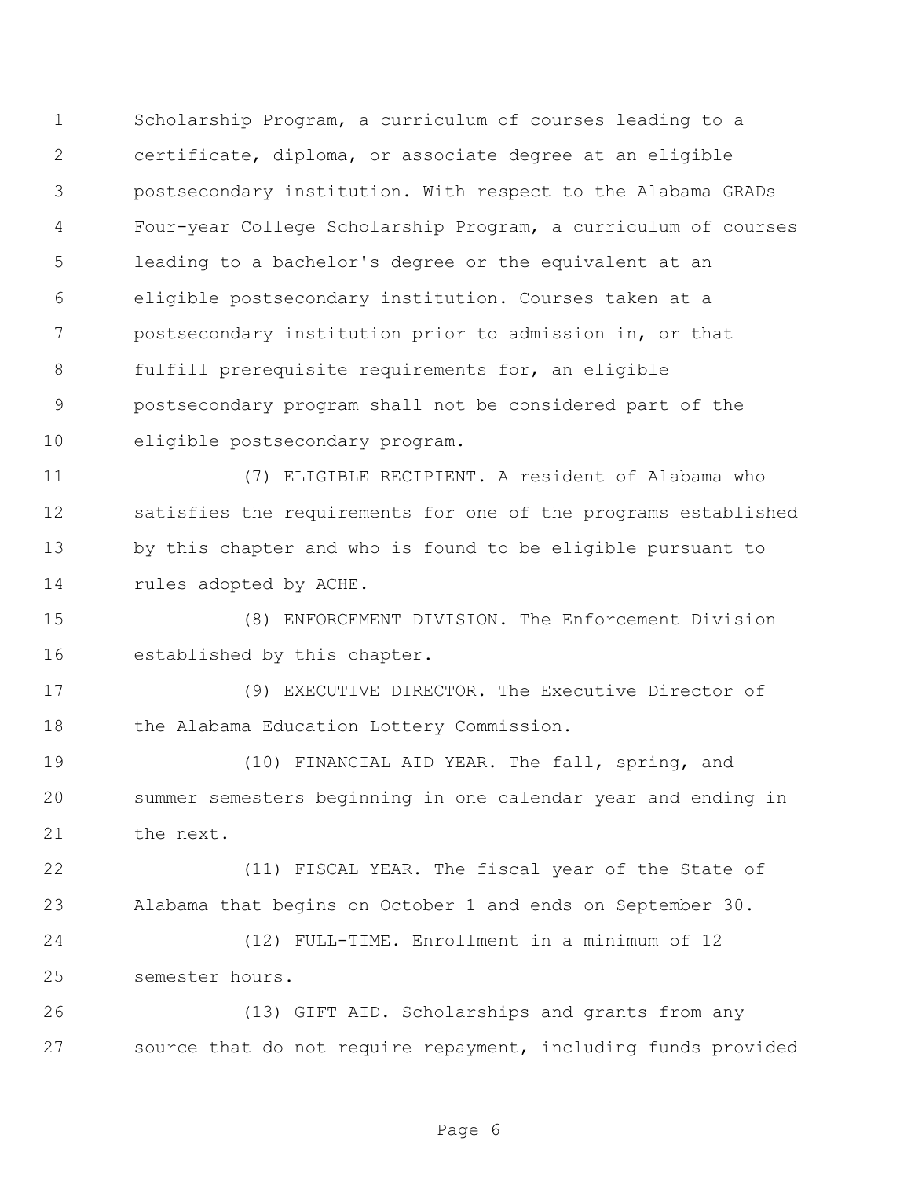Scholarship Program, a curriculum of courses leading to a certificate, diploma, or associate degree at an eligible postsecondary institution. With respect to the Alabama GRADs Four-year College Scholarship Program, a curriculum of courses leading to a bachelor's degree or the equivalent at an eligible postsecondary institution. Courses taken at a postsecondary institution prior to admission in, or that fulfill prerequisite requirements for, an eligible postsecondary program shall not be considered part of the eligible postsecondary program.

(7) ELIGIBLE RECIPIENT. A resident of Alabama who satisfies the requirements for one of the programs established by this chapter and who is found to be eligible pursuant to rules adopted by ACHE.

(8) ENFORCEMENT DIVISION. The Enforcement Division established by this chapter.

(9) EXECUTIVE DIRECTOR. The Executive Director of the Alabama Education Lottery Commission.

(10) FINANCIAL AID YEAR. The fall, spring, and summer semesters beginning in one calendar year and ending in the next.

(11) FISCAL YEAR. The fiscal year of the State of Alabama that begins on October 1 and ends on September 30.

(12) FULL-TIME. Enrollment in a minimum of 12 semester hours.

(13) GIFT AID. Scholarships and grants from any source that do not require repayment, including funds provided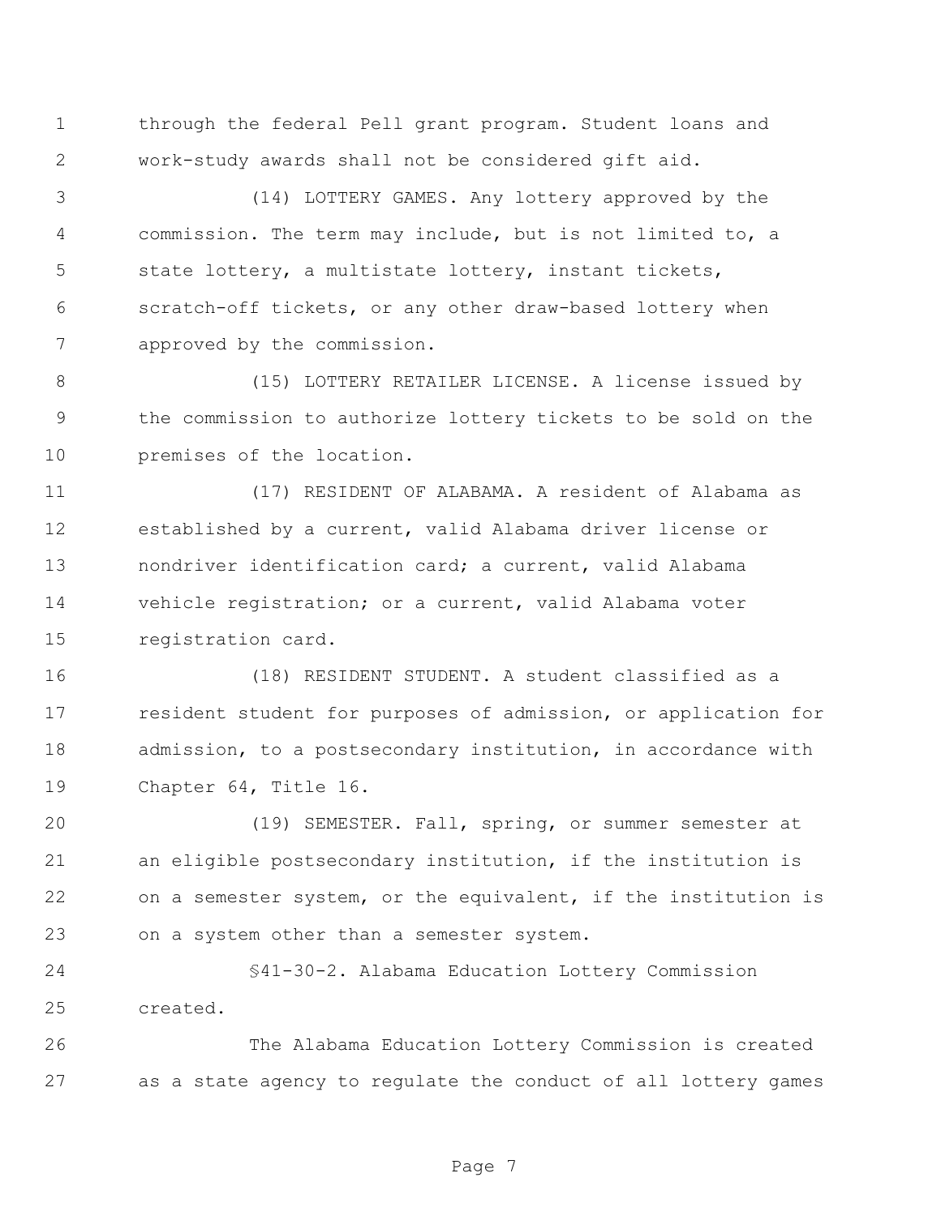through the federal Pell grant program. Student loans and work-study awards shall not be considered gift aid.

(14) LOTTERY GAMES. Any lottery approved by the commission. The term may include, but is not limited to, a state lottery, a multistate lottery, instant tickets, scratch-off tickets, or any other draw-based lottery when approved by the commission.

(15) LOTTERY RETAILER LICENSE. A license issued by the commission to authorize lottery tickets to be sold on the premises of the location.

(17) RESIDENT OF ALABAMA. A resident of Alabama as established by a current, valid Alabama driver license or nondriver identification card; a current, valid Alabama vehicle registration; or a current, valid Alabama voter registration card.

(18) RESIDENT STUDENT. A student classified as a resident student for purposes of admission, or application for admission, to a postsecondary institution, in accordance with Chapter 64, Title 16.

(19) SEMESTER. Fall, spring, or summer semester at an eligible postsecondary institution, if the institution is on a semester system, or the equivalent, if the institution is on a system other than a semester system.

§41-30-2. Alabama Education Lottery Commission created.

The Alabama Education Lottery Commission is created as a state agency to regulate the conduct of all lottery games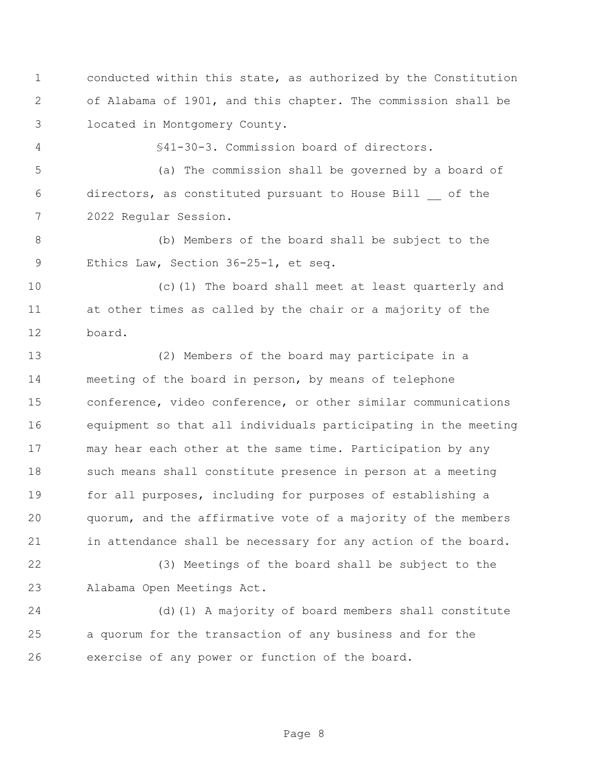conducted within this state, as authorized by the Constitution of Alabama of 1901, and this chapter. The commission shall be located in Montgomery County.

§41-30-3. Commission board of directors.

(a) The commission shall be governed by a board of directors, as constituted pursuant to House Bill __ of the 2022 Regular Session.

(b) Members of the board shall be subject to the Ethics Law, Section 36-25-1, et seq.

(c)(1) The board shall meet at least quarterly and at other times as called by the chair or a majority of the board.

(2) Members of the board may participate in a meeting of the board in person, by means of telephone conference, video conference, or other similar communications equipment so that all individuals participating in the meeting may hear each other at the same time. Participation by any such means shall constitute presence in person at a meeting for all purposes, including for purposes of establishing a quorum, and the affirmative vote of a majority of the members in attendance shall be necessary for any action of the board.

(3) Meetings of the board shall be subject to the Alabama Open Meetings Act.

(d)(1) A majority of board members shall constitute a quorum for the transaction of any business and for the exercise of any power or function of the board.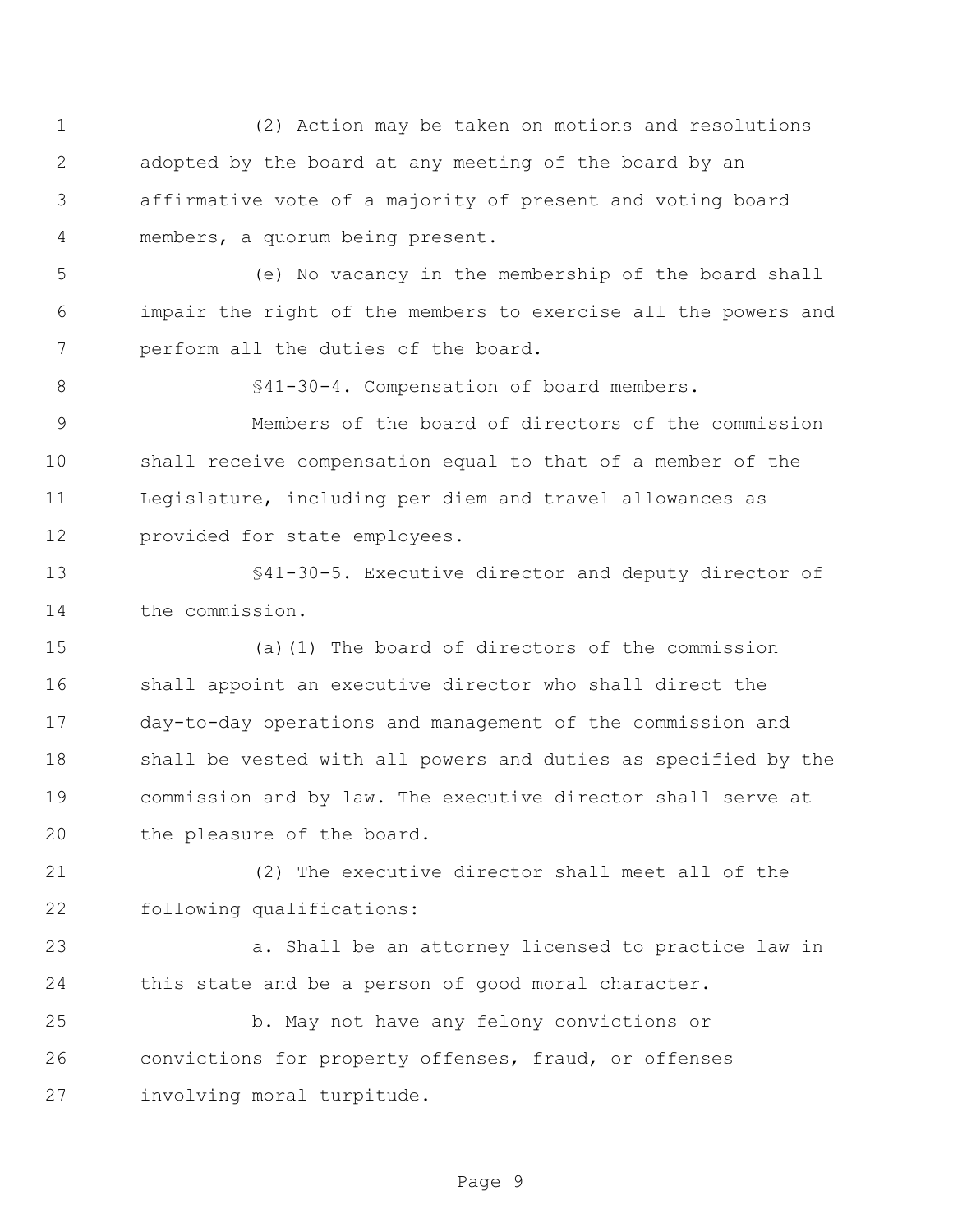(2) Action may be taken on motions and resolutions adopted by the board at any meeting of the board by an affirmative vote of a majority of present and voting board members, a quorum being present.

(e) No vacancy in the membership of the board shall impair the right of the members to exercise all the powers and perform all the duties of the board.

§41-30-4. Compensation of board members.

Members of the board of directors of the commission shall receive compensation equal to that of a member of the Legislature, including per diem and travel allowances as provided for state employees.

§41-30-5. Executive director and deputy director of the commission.

(a)(1) The board of directors of the commission shall appoint an executive director who shall direct the day-to-day operations and management of the commission and shall be vested with all powers and duties as specified by the commission and by law. The executive director shall serve at the pleasure of the board.

(2) The executive director shall meet all of the following qualifications:

a. Shall be an attorney licensed to practice law in this state and be a person of good moral character.

b. May not have any felony convictions or convictions for property offenses, fraud, or offenses involving moral turpitude.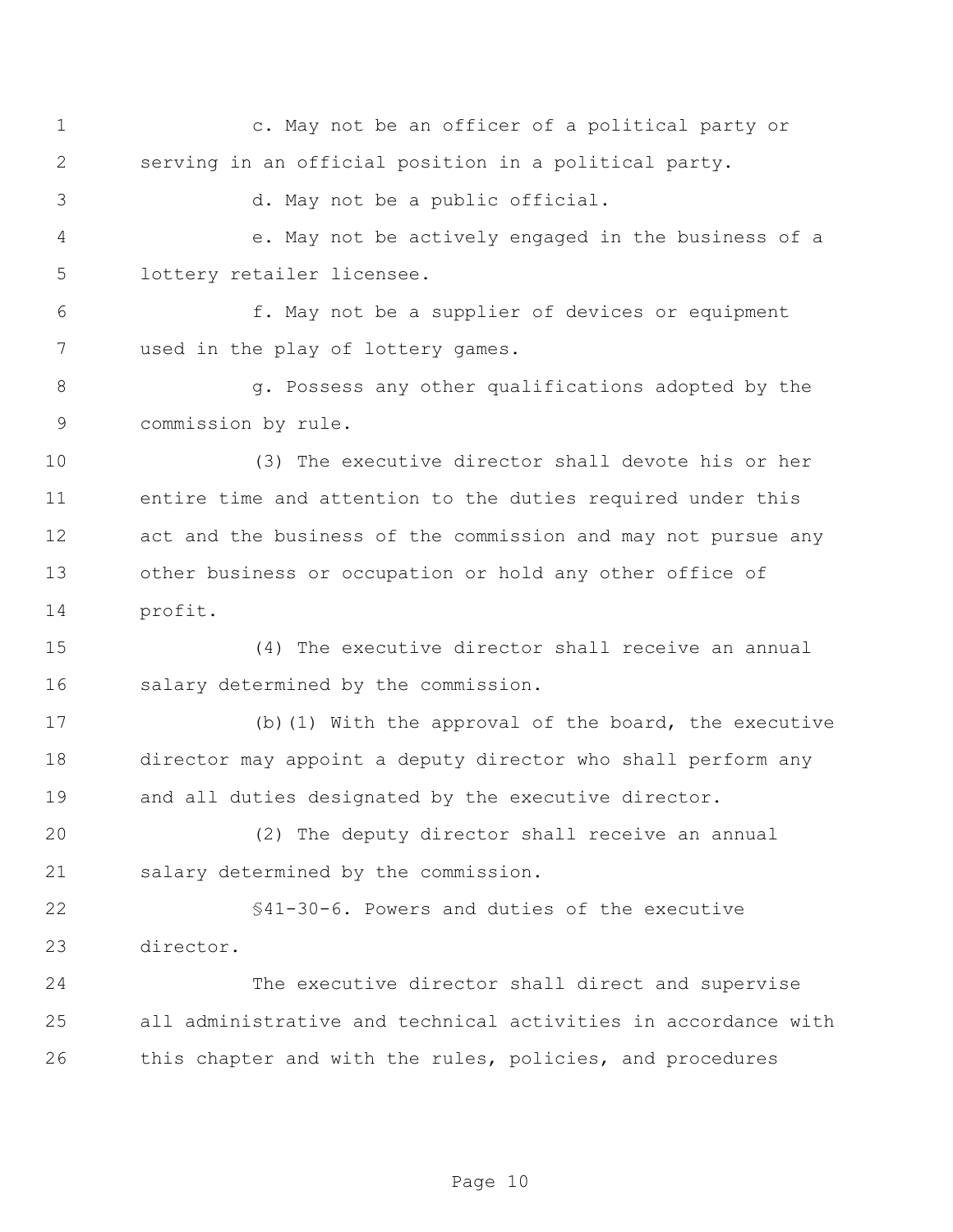c. May not be an officer of a political party or serving in an official position in a political party.

d. May not be a public official.

e. May not be actively engaged in the business of a lottery retailer licensee.

f. May not be a supplier of devices or equipment used in the play of lottery games.

g. Possess any other qualifications adopted by the commission by rule.

(3) The executive director shall devote his or her entire time and attention to the duties required under this act and the business of the commission and may not pursue any other business or occupation or hold any other office of profit.

(4) The executive director shall receive an annual salary determined by the commission.

(b)(1) With the approval of the board, the executive director may appoint a deputy director who shall perform any and all duties designated by the executive director.

(2) The deputy director shall receive an annual salary determined by the commission.

§41-30-6. Powers and duties of the executive director.

The executive director shall direct and supervise all administrative and technical activities in accordance with this chapter and with the rules, policies, and procedures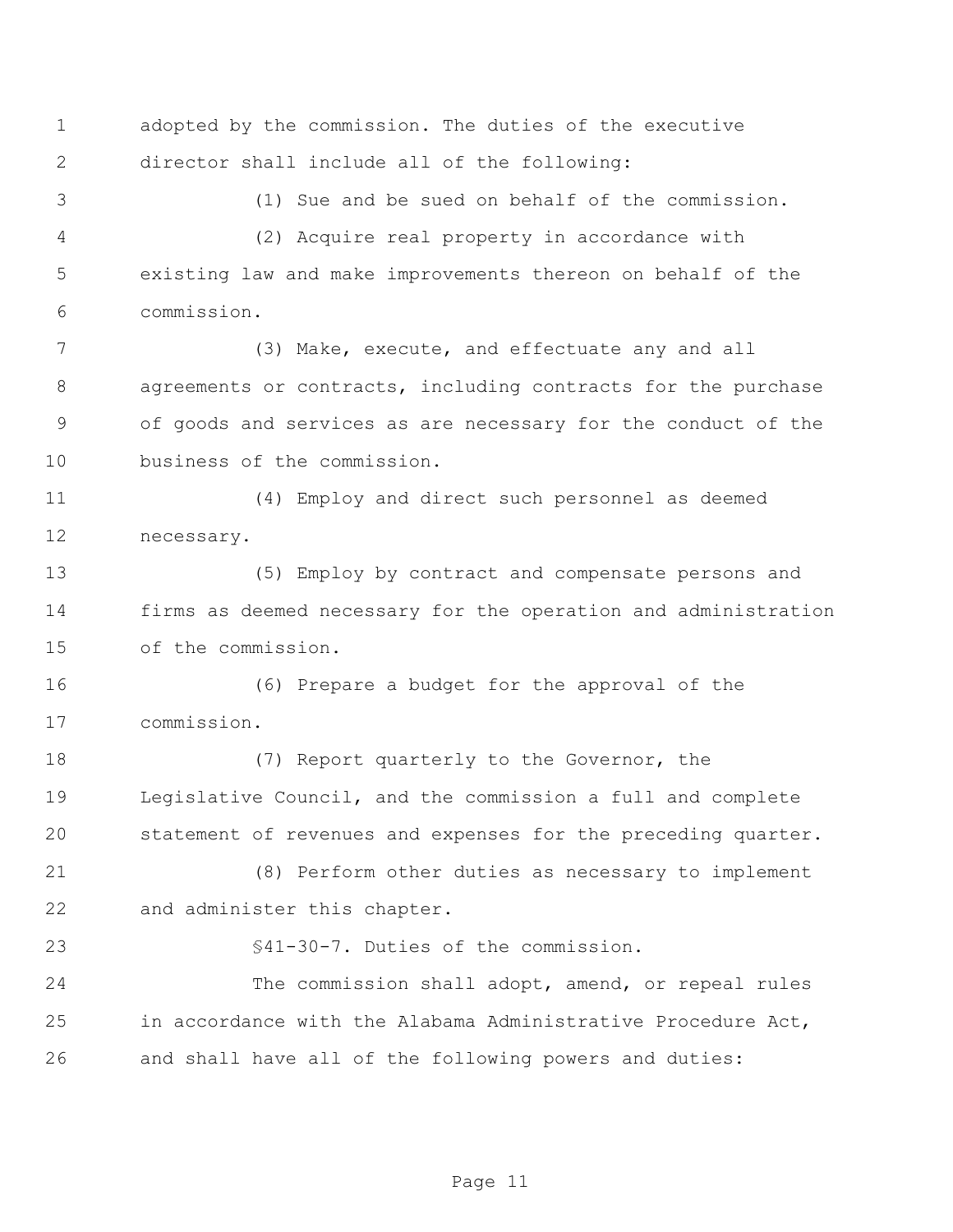adopted by the commission. The duties of the executive director shall include all of the following:

(1) Sue and be sued on behalf of the commission.

(2) Acquire real property in accordance with existing law and make improvements thereon on behalf of the commission.

(3) Make, execute, and effectuate any and all agreements or contracts, including contracts for the purchase of goods and services as are necessary for the conduct of the business of the commission.

(4) Employ and direct such personnel as deemed necessary.

(5) Employ by contract and compensate persons and firms as deemed necessary for the operation and administration of the commission.

(6) Prepare a budget for the approval of the commission.

(7) Report quarterly to the Governor, the Legislative Council, and the commission a full and complete statement of revenues and expenses for the preceding quarter.

(8) Perform other duties as necessary to implement and administer this chapter.

§41-30-7. Duties of the commission.

The commission shall adopt, amend, or repeal rules in accordance with the Alabama Administrative Procedure Act, and shall have all of the following powers and duties: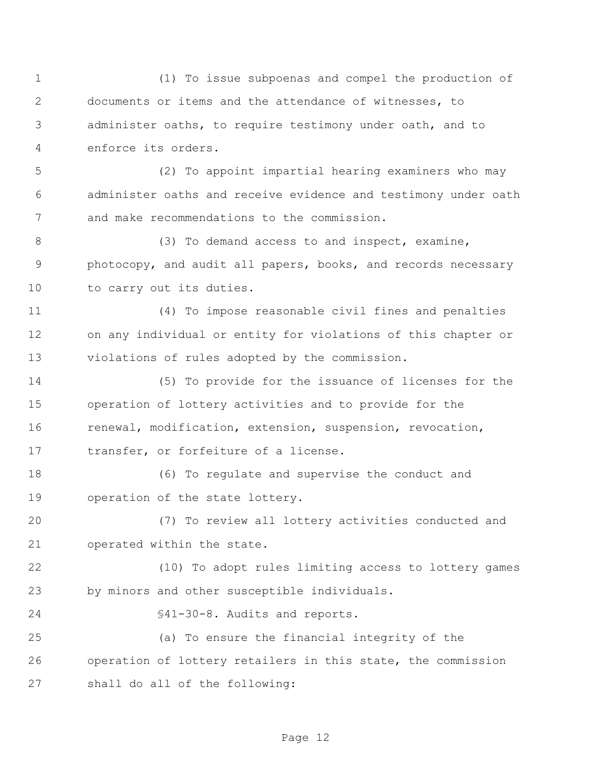(1) To issue subpoenas and compel the production of documents or items and the attendance of witnesses, to administer oaths, to require testimony under oath, and to enforce its orders.

(2) To appoint impartial hearing examiners who may administer oaths and receive evidence and testimony under oath and make recommendations to the commission.

(3) To demand access to and inspect, examine, photocopy, and audit all papers, books, and records necessary to carry out its duties.

(4) To impose reasonable civil fines and penalties on any individual or entity for violations of this chapter or violations of rules adopted by the commission.

(5) To provide for the issuance of licenses for the operation of lottery activities and to provide for the renewal, modification, extension, suspension, revocation, transfer, or forfeiture of a license.

(6) To regulate and supervise the conduct and operation of the state lottery.

(7) To review all lottery activities conducted and operated within the state.

(10) To adopt rules limiting access to lottery games by minors and other susceptible individuals.

§41-30-8. Audits and reports.

(a) To ensure the financial integrity of the operation of lottery retailers in this state, the commission shall do all of the following: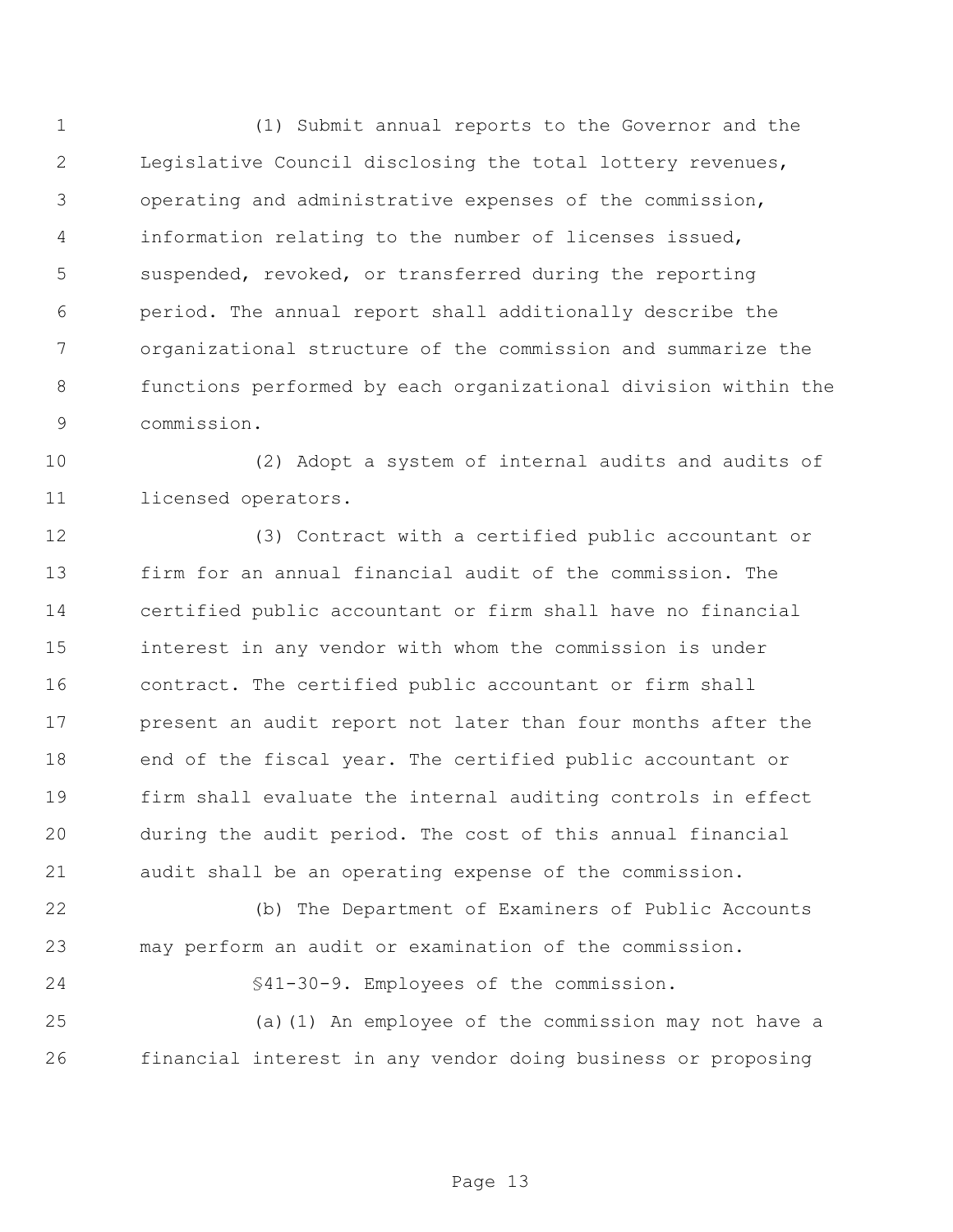(1) Submit annual reports to the Governor and the Legislative Council disclosing the total lottery revenues, operating and administrative expenses of the commission, information relating to the number of licenses issued, suspended, revoked, or transferred during the reporting period. The annual report shall additionally describe the organizational structure of the commission and summarize the functions performed by each organizational division within the commission.

(2) Adopt a system of internal audits and audits of licensed operators.

(3) Contract with a certified public accountant or firm for an annual financial audit of the commission. The certified public accountant or firm shall have no financial interest in any vendor with whom the commission is under contract. The certified public accountant or firm shall present an audit report not later than four months after the end of the fiscal year. The certified public accountant or firm shall evaluate the internal auditing controls in effect during the audit period. The cost of this annual financial audit shall be an operating expense of the commission.

(b) The Department of Examiners of Public Accounts may perform an audit or examination of the commission.

§41-30-9. Employees of the commission.

(a)(1) An employee of the commission may not have a financial interest in any vendor doing business or proposing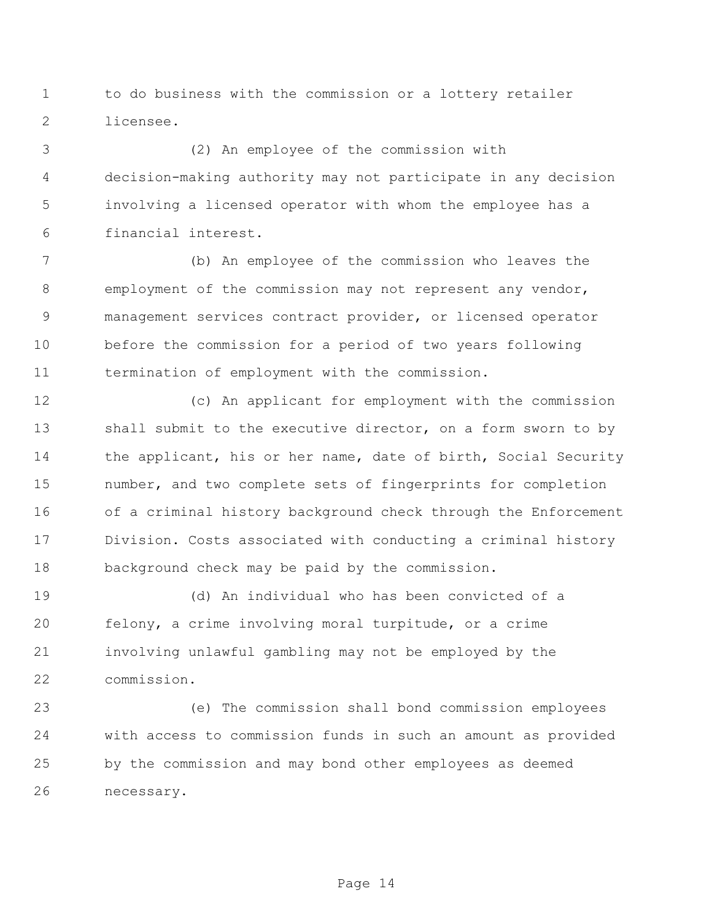to do business with the commission or a lottery retailer licensee.

(2) An employee of the commission with decision-making authority may not participate in any decision involving a licensed operator with whom the employee has a financial interest.

(b) An employee of the commission who leaves the employment of the commission may not represent any vendor, management services contract provider, or licensed operator before the commission for a period of two years following termination of employment with the commission.

(c) An applicant for employment with the commission shall submit to the executive director, on a form sworn to by the applicant, his or her name, date of birth, Social Security number, and two complete sets of fingerprints for completion of a criminal history background check through the Enforcement Division. Costs associated with conducting a criminal history background check may be paid by the commission.

(d) An individual who has been convicted of a felony, a crime involving moral turpitude, or a crime involving unlawful gambling may not be employed by the commission.

(e) The commission shall bond commission employees with access to commission funds in such an amount as provided by the commission and may bond other employees as deemed necessary.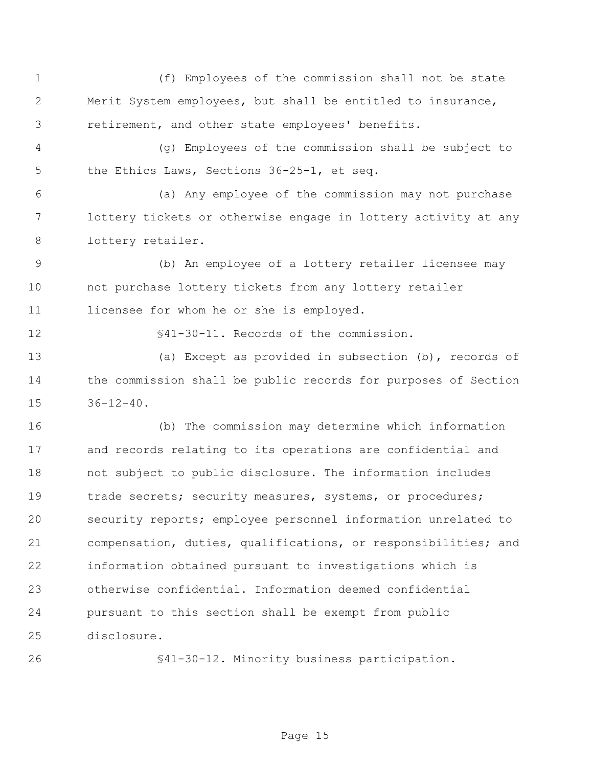(f) Employees of the commission shall not be state Merit System employees, but shall be entitled to insurance, retirement, and other state employees' benefits.

(g) Employees of the commission shall be subject to the Ethics Laws, Sections 36-25-1, et seq.

(a) Any employee of the commission may not purchase lottery tickets or otherwise engage in lottery activity at any lottery retailer.

(b) An employee of a lottery retailer licensee may not purchase lottery tickets from any lottery retailer licensee for whom he or she is employed.

§41-30-11. Records of the commission.

(a) Except as provided in subsection (b), records of the commission shall be public records for purposes of Section 36-12-40.

(b) The commission may determine which information and records relating to its operations are confidential and not subject to public disclosure. The information includes trade secrets; security measures, systems, or procedures; security reports; employee personnel information unrelated to compensation, duties, qualifications, or responsibilities; and information obtained pursuant to investigations which is otherwise confidential. Information deemed confidential pursuant to this section shall be exempt from public disclosure.

§41-30-12. Minority business participation.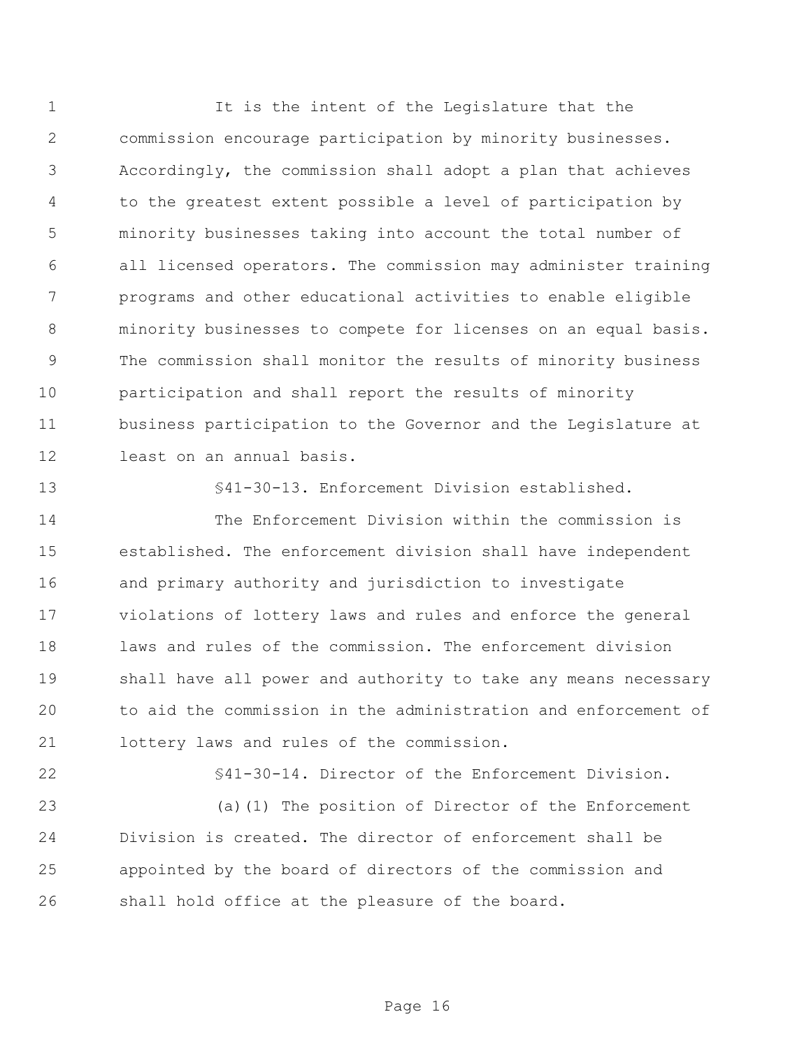It is the intent of the Legislature that the commission encourage participation by minority businesses. Accordingly, the commission shall adopt a plan that achieves to the greatest extent possible a level of participation by minority businesses taking into account the total number of all licensed operators. The commission may administer training programs and other educational activities to enable eligible minority businesses to compete for licenses on an equal basis. The commission shall monitor the results of minority business participation and shall report the results of minority business participation to the Governor and the Legislature at least on an annual basis.

§41-30-13. Enforcement Division established.

The Enforcement Division within the commission is established. The enforcement division shall have independent and primary authority and jurisdiction to investigate violations of lottery laws and rules and enforce the general laws and rules of the commission. The enforcement division shall have all power and authority to take any means necessary to aid the commission in the administration and enforcement of lottery laws and rules of the commission.

§41-30-14. Director of the Enforcement Division.

(a)(1) The position of Director of the Enforcement Division is created. The director of enforcement shall be appointed by the board of directors of the commission and shall hold office at the pleasure of the board.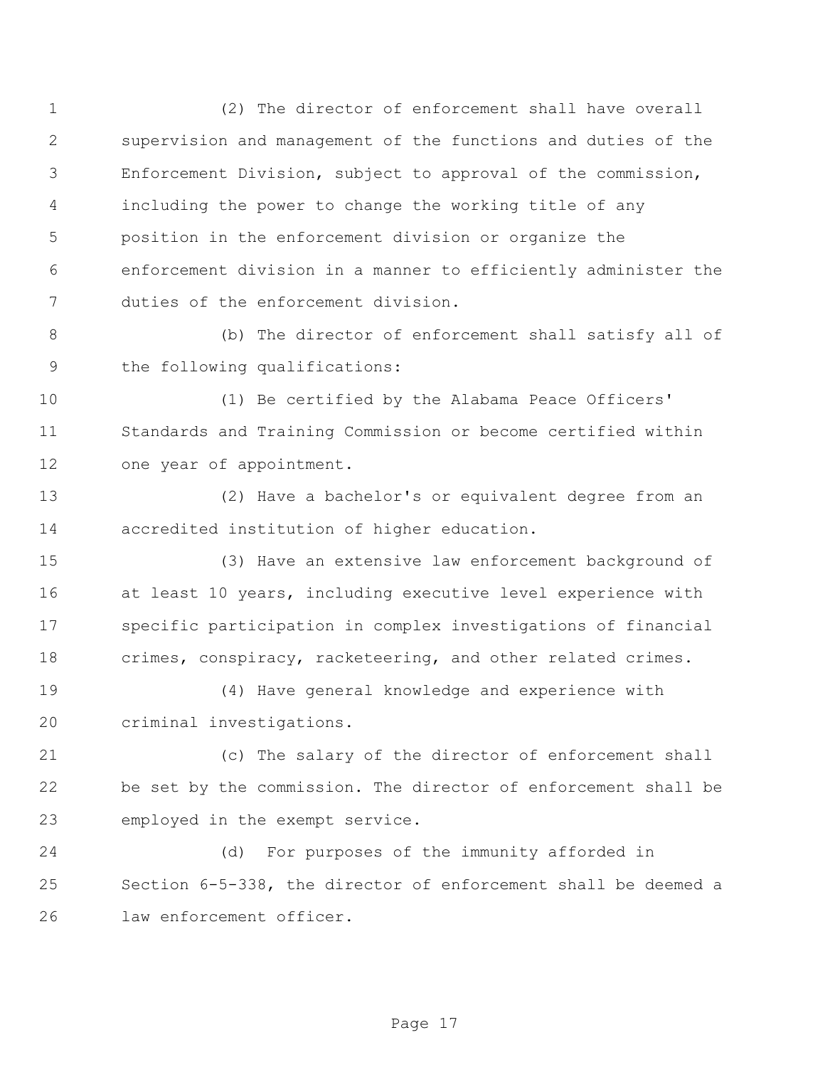(2) The director of enforcement shall have overall supervision and management of the functions and duties of the Enforcement Division, subject to approval of the commission, including the power to change the working title of any position in the enforcement division or organize the enforcement division in a manner to efficiently administer the duties of the enforcement division.

(b) The director of enforcement shall satisfy all of the following qualifications:

(1) Be certified by the Alabama Peace Officers' Standards and Training Commission or become certified within one year of appointment.

(2) Have a bachelor's or equivalent degree from an accredited institution of higher education.

(3) Have an extensive law enforcement background of at least 10 years, including executive level experience with specific participation in complex investigations of financial crimes, conspiracy, racketeering, and other related crimes.

(4) Have general knowledge and experience with criminal investigations.

(c) The salary of the director of enforcement shall be set by the commission. The director of enforcement shall be employed in the exempt service.

(d) For purposes of the immunity afforded in Section 6-5-338, the director of enforcement shall be deemed a law enforcement officer.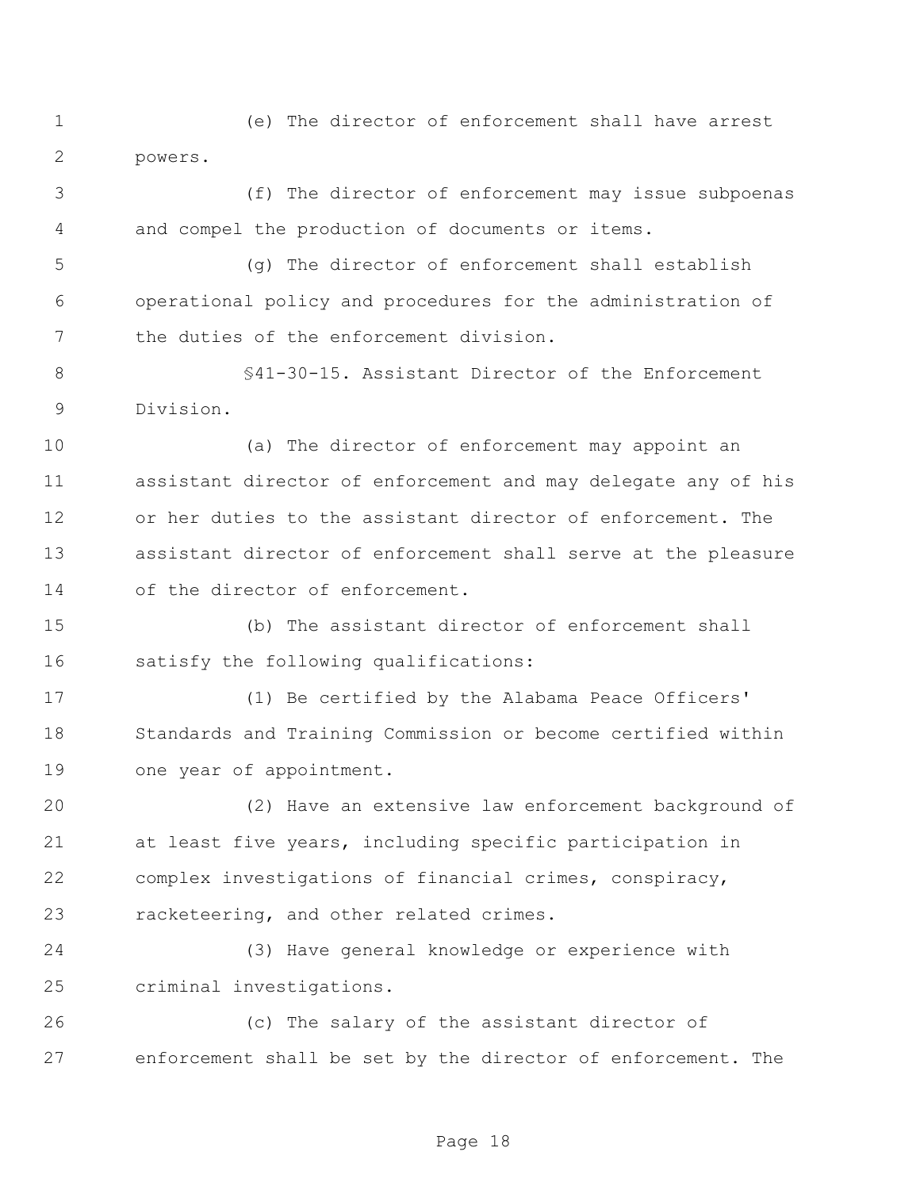(e) The director of enforcement shall have arrest powers.

(f) The director of enforcement may issue subpoenas and compel the production of documents or items.

(g) The director of enforcement shall establish operational policy and procedures for the administration of the duties of the enforcement division.

§41-30-15. Assistant Director of the Enforcement Division.

(a) The director of enforcement may appoint an assistant director of enforcement and may delegate any of his or her duties to the assistant director of enforcement. The assistant director of enforcement shall serve at the pleasure of the director of enforcement.

(b) The assistant director of enforcement shall satisfy the following qualifications:

(1) Be certified by the Alabama Peace Officers' Standards and Training Commission or become certified within one year of appointment.

(2) Have an extensive law enforcement background of at least five years, including specific participation in complex investigations of financial crimes, conspiracy, racketeering, and other related crimes.

(3) Have general knowledge or experience with criminal investigations.

(c) The salary of the assistant director of enforcement shall be set by the director of enforcement. The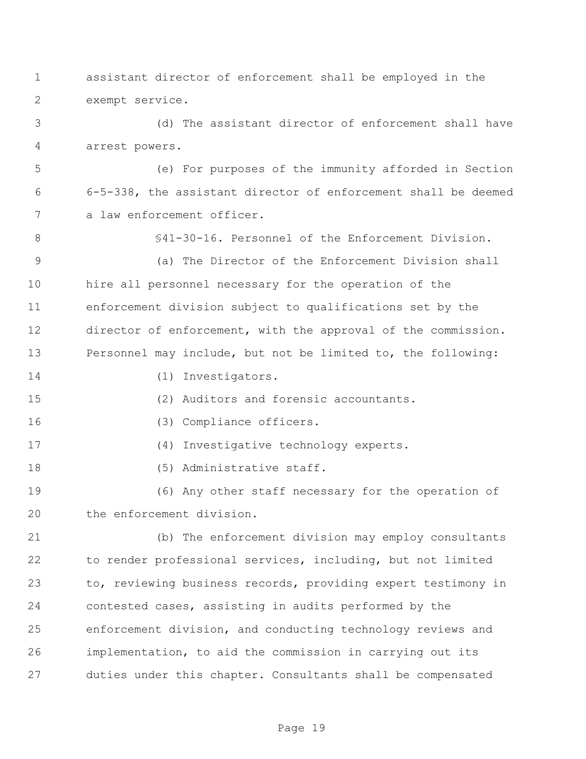assistant director of enforcement shall be employed in the exempt service.

(d) The assistant director of enforcement shall have arrest powers.

(e) For purposes of the immunity afforded in Section 6-5-338, the assistant director of enforcement shall be deemed a law enforcement officer.

§41-30-16. Personnel of the Enforcement Division.

(a) The Director of the Enforcement Division shall hire all personnel necessary for the operation of the enforcement division subject to qualifications set by the director of enforcement, with the approval of the commission. Personnel may include, but not be limited to, the following:

(1) Investigators.

(2) Auditors and forensic accountants.

(3) Compliance officers.

(4) Investigative technology experts.

(5) Administrative staff.

(6) Any other staff necessary for the operation of the enforcement division.

(b) The enforcement division may employ consultants to render professional services, including, but not limited to, reviewing business records, providing expert testimony in contested cases, assisting in audits performed by the enforcement division, and conducting technology reviews and implementation, to aid the commission in carrying out its duties under this chapter. Consultants shall be compensated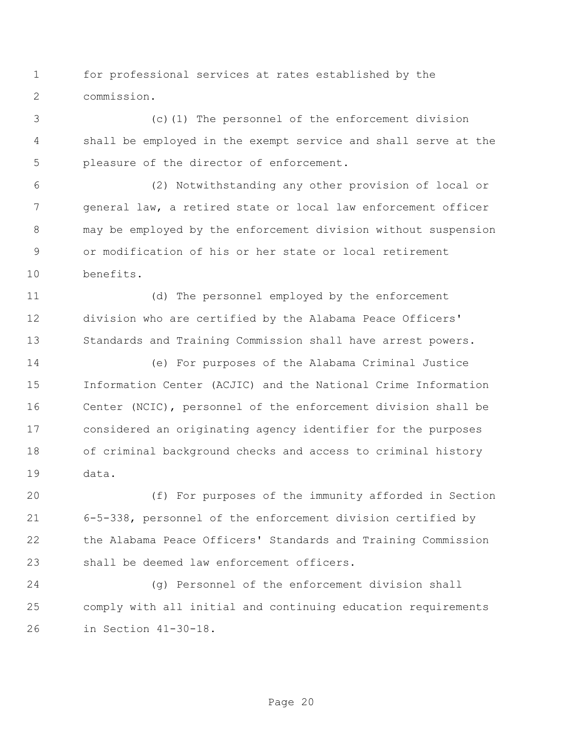for professional services at rates established by the commission.

(c)(1) The personnel of the enforcement division shall be employed in the exempt service and shall serve at the pleasure of the director of enforcement.

(2) Notwithstanding any other provision of local or general law, a retired state or local law enforcement officer may be employed by the enforcement division without suspension or modification of his or her state or local retirement benefits.

(d) The personnel employed by the enforcement division who are certified by the Alabama Peace Officers' Standards and Training Commission shall have arrest powers.

(e) For purposes of the Alabama Criminal Justice Information Center (ACJIC) and the National Crime Information Center (NCIC), personnel of the enforcement division shall be considered an originating agency identifier for the purposes of criminal background checks and access to criminal history data.

(f) For purposes of the immunity afforded in Section 6-5-338, personnel of the enforcement division certified by the Alabama Peace Officers' Standards and Training Commission shall be deemed law enforcement officers.

(g) Personnel of the enforcement division shall comply with all initial and continuing education requirements in Section 41-30-18.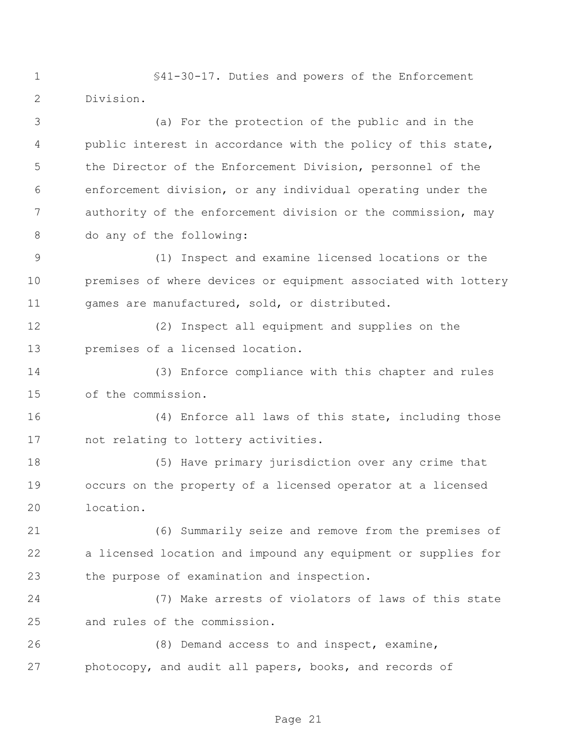§41-30-17. Duties and powers of the Enforcement Division.

(a) For the protection of the public and in the public interest in accordance with the policy of this state, the Director of the Enforcement Division, personnel of the enforcement division, or any individual operating under the authority of the enforcement division or the commission, may do any of the following:

(1) Inspect and examine licensed locations or the premises of where devices or equipment associated with lottery games are manufactured, sold, or distributed.

(2) Inspect all equipment and supplies on the premises of a licensed location.

(3) Enforce compliance with this chapter and rules of the commission.

(4) Enforce all laws of this state, including those not relating to lottery activities.

(5) Have primary jurisdiction over any crime that occurs on the property of a licensed operator at a licensed location.

(6) Summarily seize and remove from the premises of a licensed location and impound any equipment or supplies for the purpose of examination and inspection.

(7) Make arrests of violators of laws of this state and rules of the commission.

(8) Demand access to and inspect, examine, photocopy, and audit all papers, books, and records of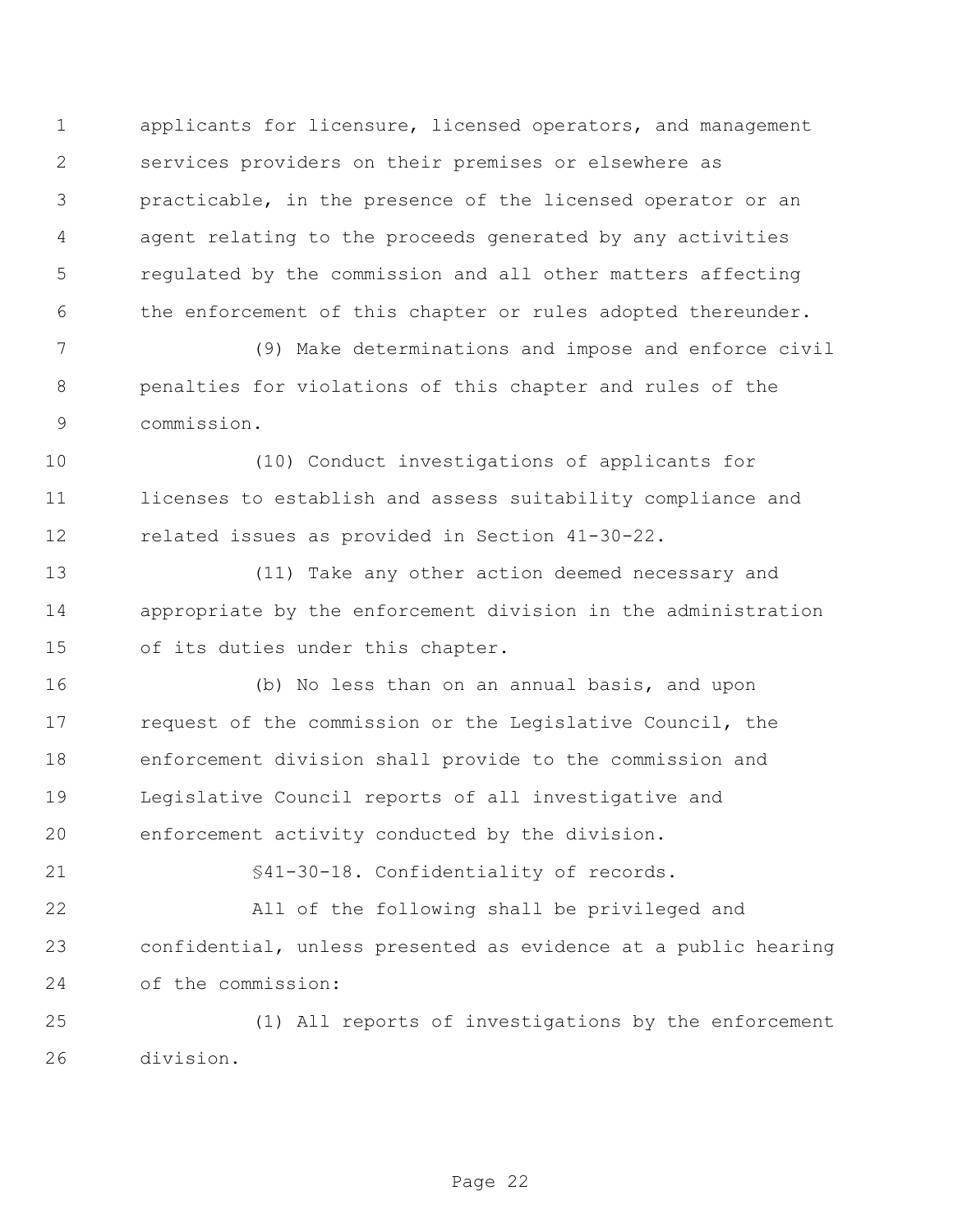applicants for licensure, licensed operators, and management services providers on their premises or elsewhere as practicable, in the presence of the licensed operator or an agent relating to the proceeds generated by any activities regulated by the commission and all other matters affecting the enforcement of this chapter or rules adopted thereunder.

(9) Make determinations and impose and enforce civil penalties for violations of this chapter and rules of the commission.

(10) Conduct investigations of applicants for licenses to establish and assess suitability compliance and related issues as provided in Section 41-30-22.

(11) Take any other action deemed necessary and appropriate by the enforcement division in the administration of its duties under this chapter.

(b) No less than on an annual basis, and upon request of the commission or the Legislative Council, the enforcement division shall provide to the commission and Legislative Council reports of all investigative and enforcement activity conducted by the division.

§41-30-18. Confidentiality of records.

All of the following shall be privileged and confidential, unless presented as evidence at a public hearing of the commission:

(1) All reports of investigations by the enforcement division.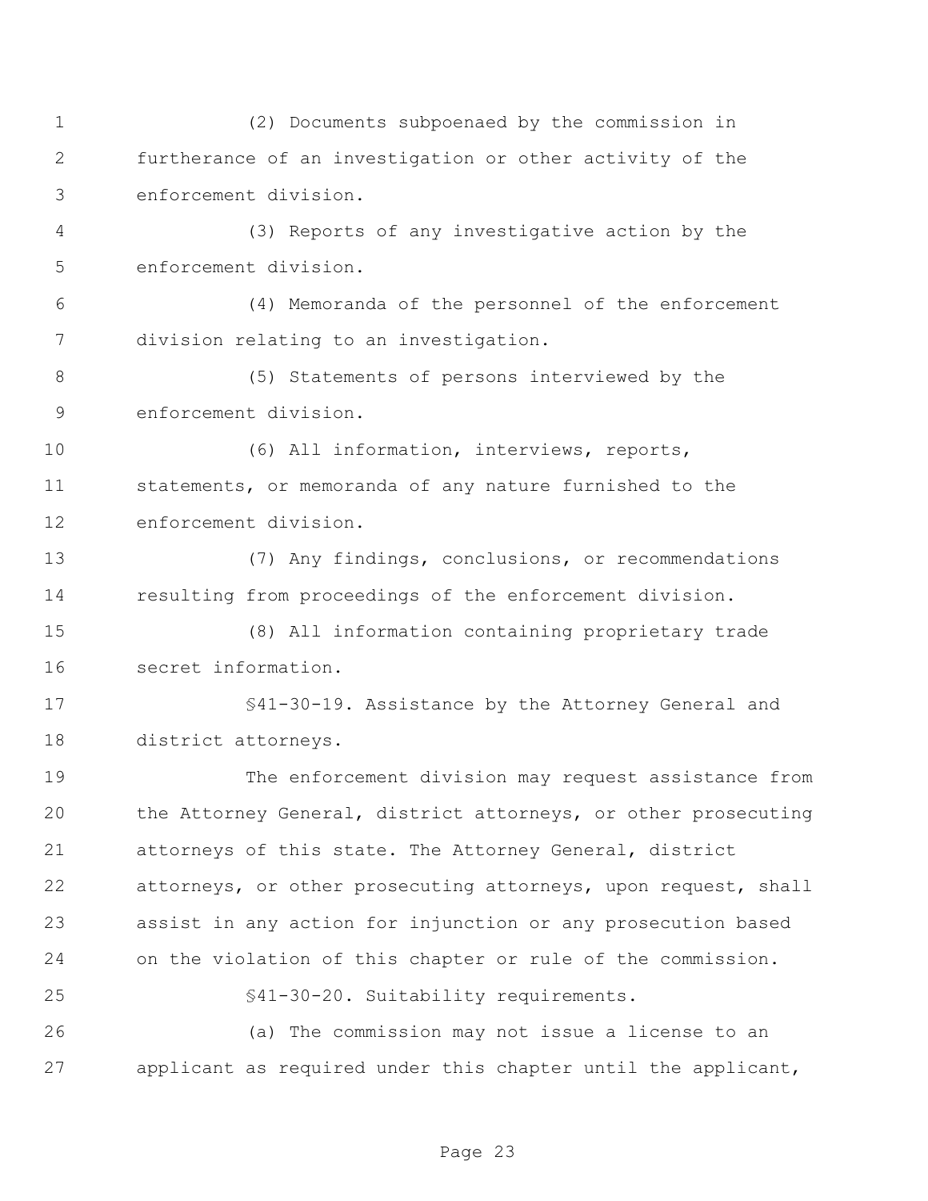(2) Documents subpoenaed by the commission in furtherance of an investigation or other activity of the enforcement division.

(3) Reports of any investigative action by the enforcement division.

(4) Memoranda of the personnel of the enforcement division relating to an investigation.

(5) Statements of persons interviewed by the enforcement division.

(6) All information, interviews, reports, statements, or memoranda of any nature furnished to the enforcement division.

(7) Any findings, conclusions, or recommendations resulting from proceedings of the enforcement division.

(8) All information containing proprietary trade secret information.

§41-30-19. Assistance by the Attorney General and district attorneys.

The enforcement division may request assistance from the Attorney General, district attorneys, or other prosecuting attorneys of this state. The Attorney General, district attorneys, or other prosecuting attorneys, upon request, shall assist in any action for injunction or any prosecution based on the violation of this chapter or rule of the commission.

§41-30-20. Suitability requirements.

(a) The commission may not issue a license to an applicant as required under this chapter until the applicant,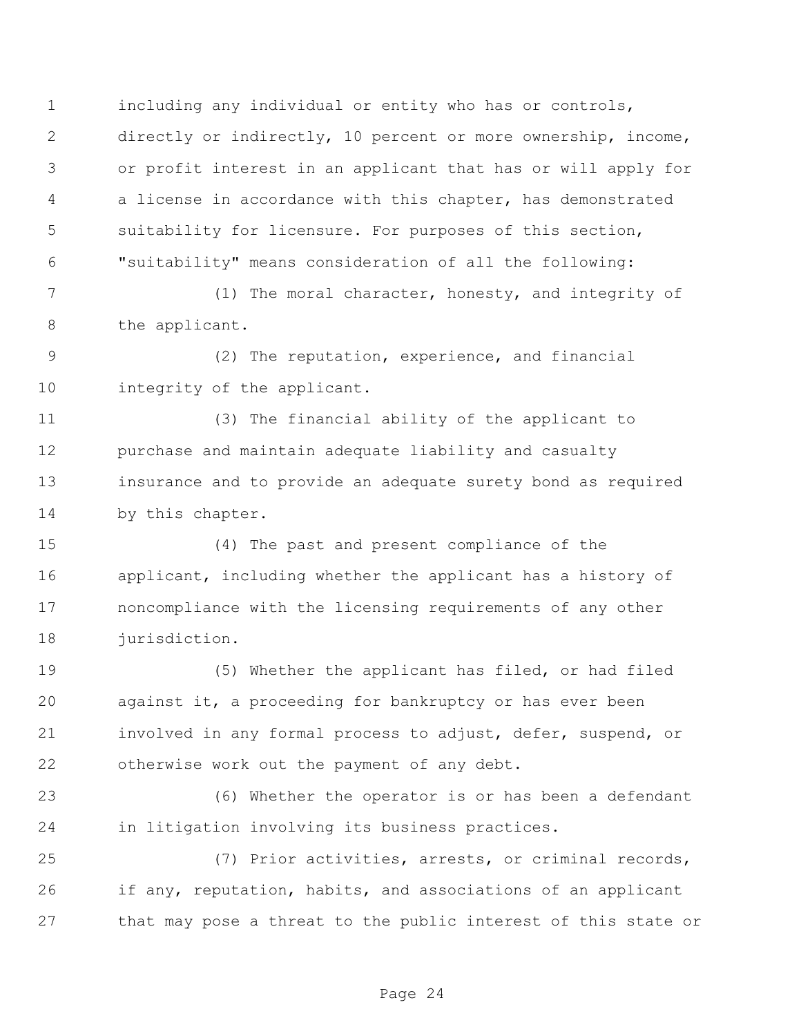including any individual or entity who has or controls, directly or indirectly, 10 percent or more ownership, income, or profit interest in an applicant that has or will apply for a license in accordance with this chapter, has demonstrated suitability for licensure. For purposes of this section, "suitability" means consideration of all the following:

(1) The moral character, honesty, and integrity of the applicant.

(2) The reputation, experience, and financial integrity of the applicant.

(3) The financial ability of the applicant to purchase and maintain adequate liability and casualty insurance and to provide an adequate surety bond as required by this chapter.

(4) The past and present compliance of the applicant, including whether the applicant has a history of noncompliance with the licensing requirements of any other jurisdiction.

(5) Whether the applicant has filed, or had filed against it, a proceeding for bankruptcy or has ever been involved in any formal process to adjust, defer, suspend, or otherwise work out the payment of any debt.

(6) Whether the operator is or has been a defendant in litigation involving its business practices.

(7) Prior activities, arrests, or criminal records, if any, reputation, habits, and associations of an applicant that may pose a threat to the public interest of this state or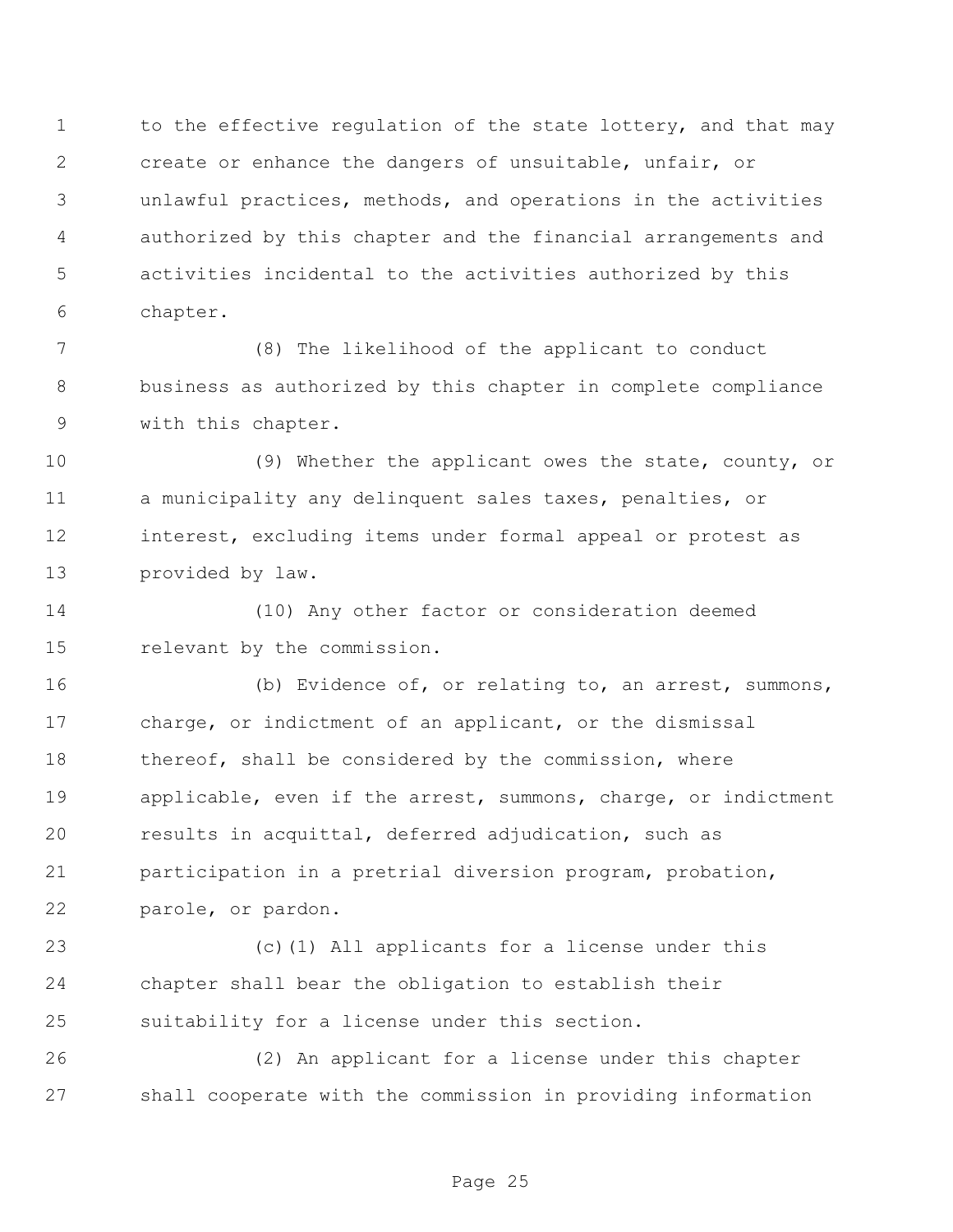to the effective regulation of the state lottery, and that may create or enhance the dangers of unsuitable, unfair, or unlawful practices, methods, and operations in the activities authorized by this chapter and the financial arrangements and activities incidental to the activities authorized by this chapter.

(8) The likelihood of the applicant to conduct business as authorized by this chapter in complete compliance with this chapter.

(9) Whether the applicant owes the state, county, or a municipality any delinquent sales taxes, penalties, or interest, excluding items under formal appeal or protest as provided by law.

(10) Any other factor or consideration deemed relevant by the commission.

(b) Evidence of, or relating to, an arrest, summons, charge, or indictment of an applicant, or the dismissal thereof, shall be considered by the commission, where applicable, even if the arrest, summons, charge, or indictment results in acquittal, deferred adjudication, such as participation in a pretrial diversion program, probation, parole, or pardon.

(c)(1) All applicants for a license under this chapter shall bear the obligation to establish their suitability for a license under this section.

(2) An applicant for a license under this chapter shall cooperate with the commission in providing information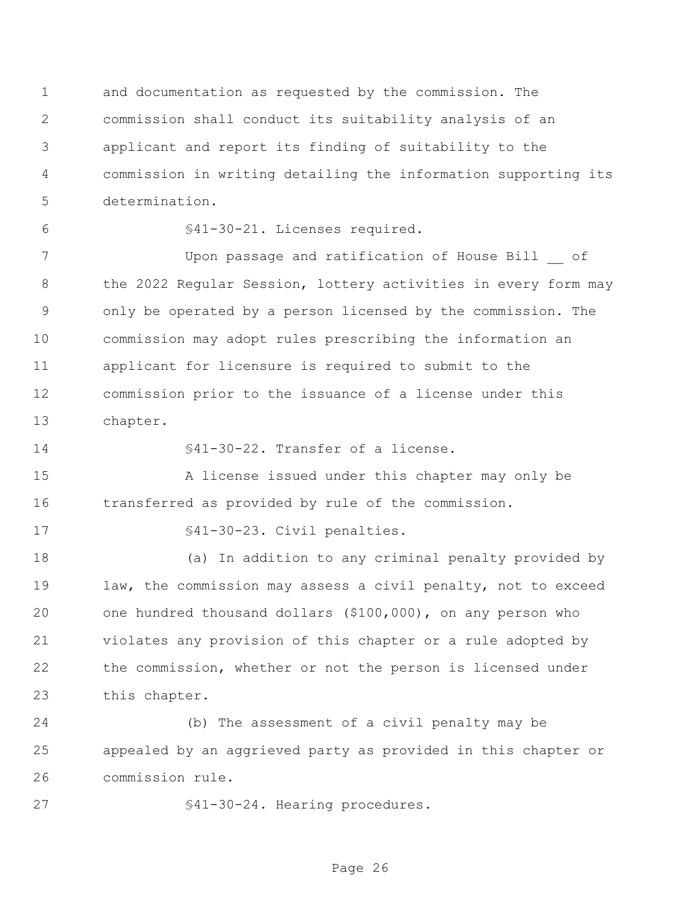and documentation as requested by the commission. The commission shall conduct its suitability analysis of an applicant and report its finding of suitability to the commission in writing detailing the information supporting its determination.

§41-30-21. Licenses required.

Upon passage and ratification of House Bill __ of the 2022 Regular Session, lottery activities in every form may only be operated by a person licensed by the commission. The commission may adopt rules prescribing the information an applicant for licensure is required to submit to the commission prior to the issuance of a license under this chapter.

§41-30-22. Transfer of a license.

A license issued under this chapter may only be transferred as provided by rule of the commission.

§41-30-23. Civil penalties.

(a) In addition to any criminal penalty provided by law, the commission may assess a civil penalty, not to exceed one hundred thousand dollars ($100,000), on any person who violates any provision of this chapter or a rule adopted by the commission, whether or not the person is licensed under this chapter.

(b) The assessment of a civil penalty may be appealed by an aggrieved party as provided in this chapter or commission rule.

§41-30-24. Hearing procedures.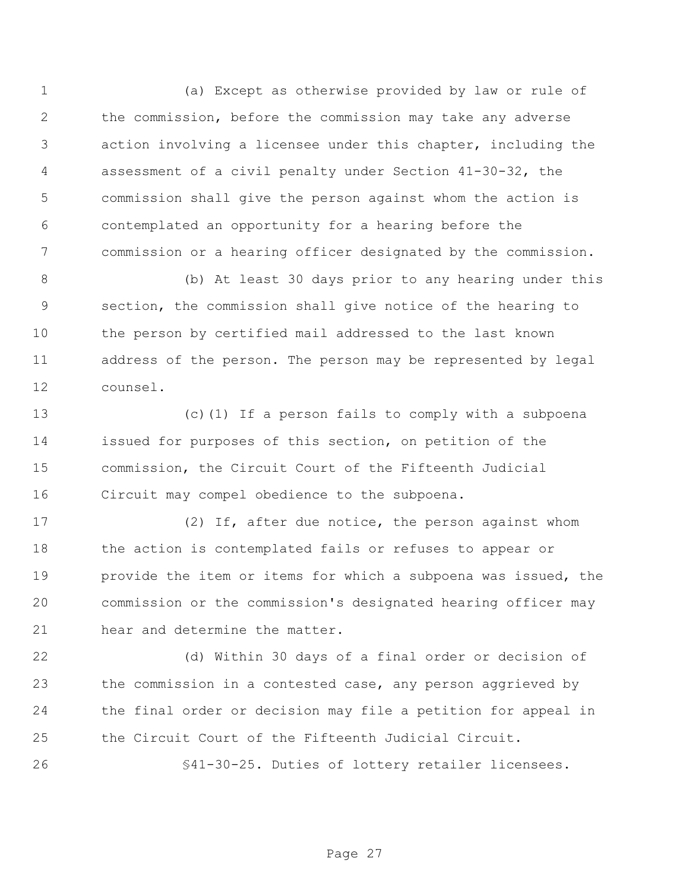(a) Except as otherwise provided by law or rule of the commission, before the commission may take any adverse action involving a licensee under this chapter, including the assessment of a civil penalty under Section 41-30-32, the commission shall give the person against whom the action is contemplated an opportunity for a hearing before the commission or a hearing officer designated by the commission.

(b) At least 30 days prior to any hearing under this section, the commission shall give notice of the hearing to the person by certified mail addressed to the last known address of the person. The person may be represented by legal counsel.

(c)(1) If a person fails to comply with a subpoena issued for purposes of this section, on petition of the commission, the Circuit Court of the Fifteenth Judicial Circuit may compel obedience to the subpoena.

(2) If, after due notice, the person against whom the action is contemplated fails or refuses to appear or provide the item or items for which a subpoena was issued, the commission or the commission's designated hearing officer may hear and determine the matter.

(d) Within 30 days of a final order or decision of the commission in a contested case, any person aggrieved by the final order or decision may file a petition for appeal in the Circuit Court of the Fifteenth Judicial Circuit.

§41-30-25. Duties of lottery retailer licensees.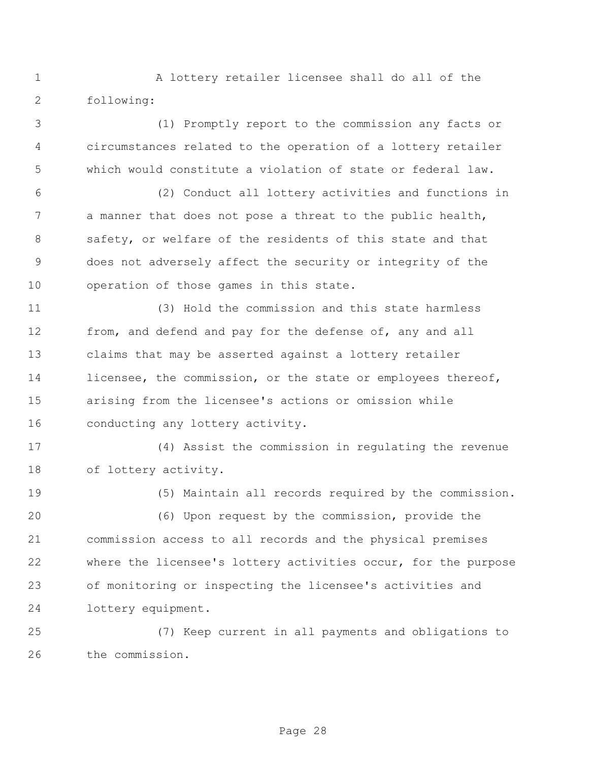A lottery retailer licensee shall do all of the following:

(1) Promptly report to the commission any facts or circumstances related to the operation of a lottery retailer which would constitute a violation of state or federal law.

(2) Conduct all lottery activities and functions in a manner that does not pose a threat to the public health, safety, or welfare of the residents of this state and that does not adversely affect the security or integrity of the operation of those games in this state.

(3) Hold the commission and this state harmless from, and defend and pay for the defense of, any and all claims that may be asserted against a lottery retailer licensee, the commission, or the state or employees thereof, arising from the licensee's actions or omission while conducting any lottery activity.

(4) Assist the commission in regulating the revenue of lottery activity.

(5) Maintain all records required by the commission.

(6) Upon request by the commission, provide the commission access to all records and the physical premises where the licensee's lottery activities occur, for the purpose of monitoring or inspecting the licensee's activities and lottery equipment.

(7) Keep current in all payments and obligations to the commission.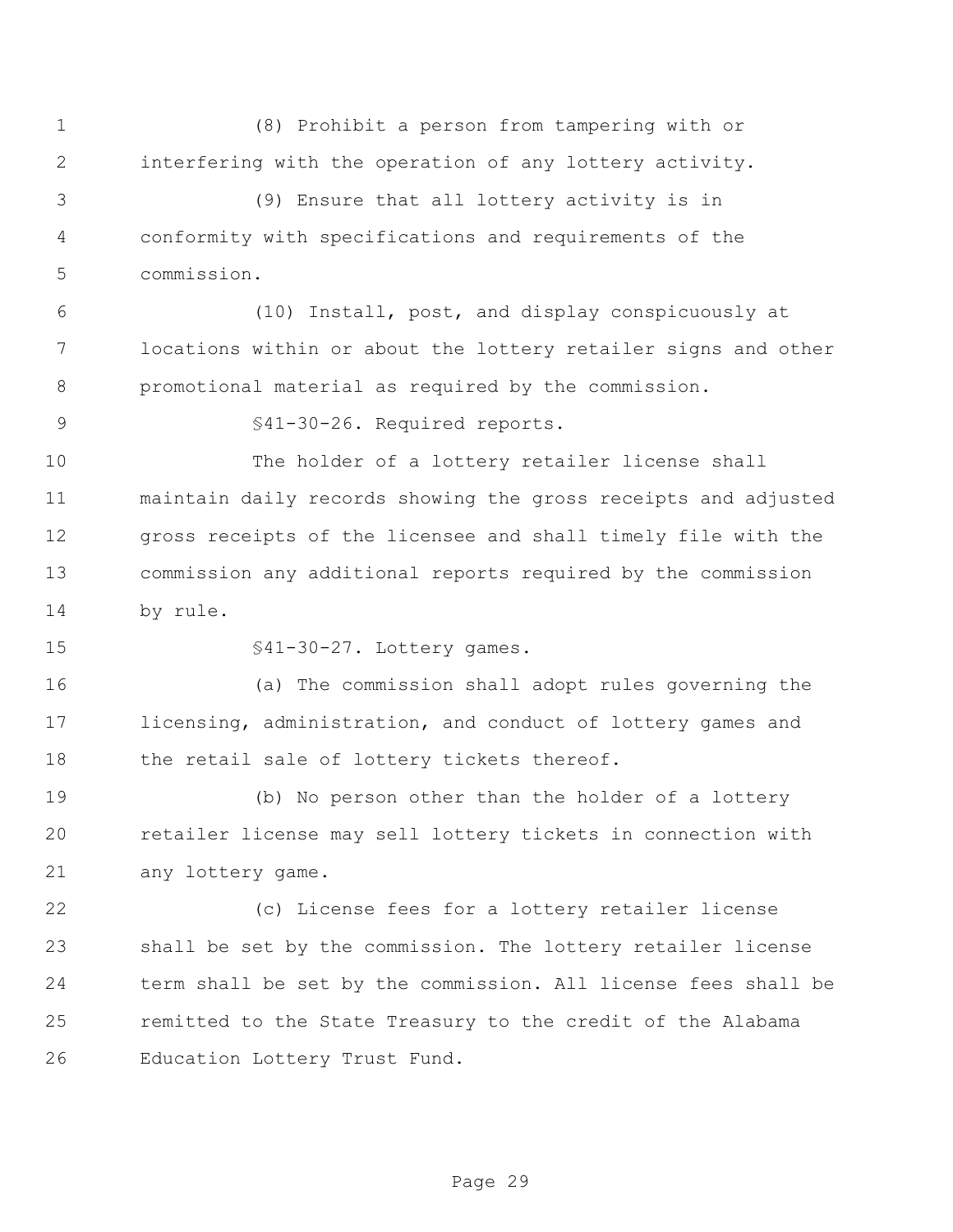(8) Prohibit a person from tampering with or interfering with the operation of any lottery activity.

(9) Ensure that all lottery activity is in conformity with specifications and requirements of the commission.

(10) Install, post, and display conspicuously at locations within or about the lottery retailer signs and other promotional material as required by the commission.

§41-30-26. Required reports.

The holder of a lottery retailer license shall maintain daily records showing the gross receipts and adjusted gross receipts of the licensee and shall timely file with the commission any additional reports required by the commission by rule.

§41-30-27. Lottery games.

(a) The commission shall adopt rules governing the licensing, administration, and conduct of lottery games and the retail sale of lottery tickets thereof.

(b) No person other than the holder of a lottery retailer license may sell lottery tickets in connection with any lottery game.

(c) License fees for a lottery retailer license shall be set by the commission. The lottery retailer license term shall be set by the commission. All license fees shall be remitted to the State Treasury to the credit of the Alabama Education Lottery Trust Fund.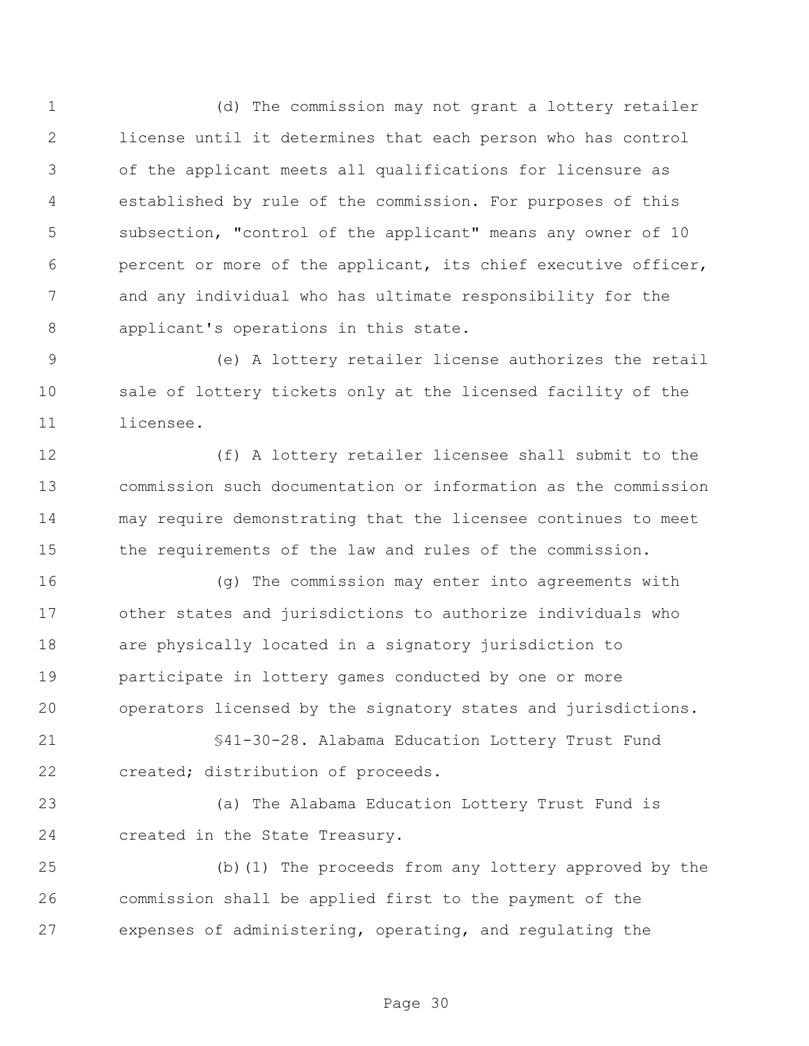(d) The commission may not grant a lottery retailer license until it determines that each person who has control of the applicant meets all qualifications for licensure as established by rule of the commission. For purposes of this subsection, "control of the applicant" means any owner of 10 percent or more of the applicant, its chief executive officer, and any individual who has ultimate responsibility for the applicant's operations in this state.

(e) A lottery retailer license authorizes the retail sale of lottery tickets only at the licensed facility of the licensee.

(f) A lottery retailer licensee shall submit to the commission such documentation or information as the commission may require demonstrating that the licensee continues to meet the requirements of the law and rules of the commission.

(g) The commission may enter into agreements with other states and jurisdictions to authorize individuals who are physically located in a signatory jurisdiction to participate in lottery games conducted by one or more operators licensed by the signatory states and jurisdictions.

§41-30-28. Alabama Education Lottery Trust Fund created; distribution of proceeds.

(a) The Alabama Education Lottery Trust Fund is created in the State Treasury.

(b)(1) The proceeds from any lottery approved by the commission shall be applied first to the payment of the expenses of administering, operating, and regulating the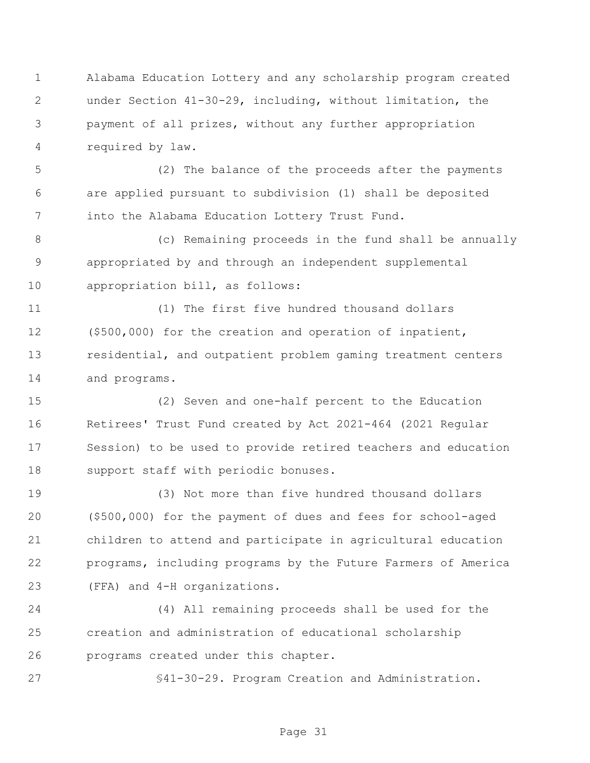Alabama Education Lottery and any scholarship program created under Section 41-30-29, including, without limitation, the payment of all prizes, without any further appropriation required by law.

(2) The balance of the proceeds after the payments are applied pursuant to subdivision (1) shall be deposited into the Alabama Education Lottery Trust Fund.

(c) Remaining proceeds in the fund shall be annually appropriated by and through an independent supplemental appropriation bill, as follows:

(1) The first five hundred thousand dollars ($500,000) for the creation and operation of inpatient, residential, and outpatient problem gaming treatment centers and programs.

(2) Seven and one-half percent to the Education Retirees' Trust Fund created by Act 2021-464 (2021 Regular Session) to be used to provide retired teachers and education support staff with periodic bonuses.

(3) Not more than five hundred thousand dollars ($500,000) for the payment of dues and fees for school-aged children to attend and participate in agricultural education programs, including programs by the Future Farmers of America (FFA) and 4-H organizations.

(4) All remaining proceeds shall be used for the creation and administration of educational scholarship programs created under this chapter.

§41-30-29. Program Creation and Administration.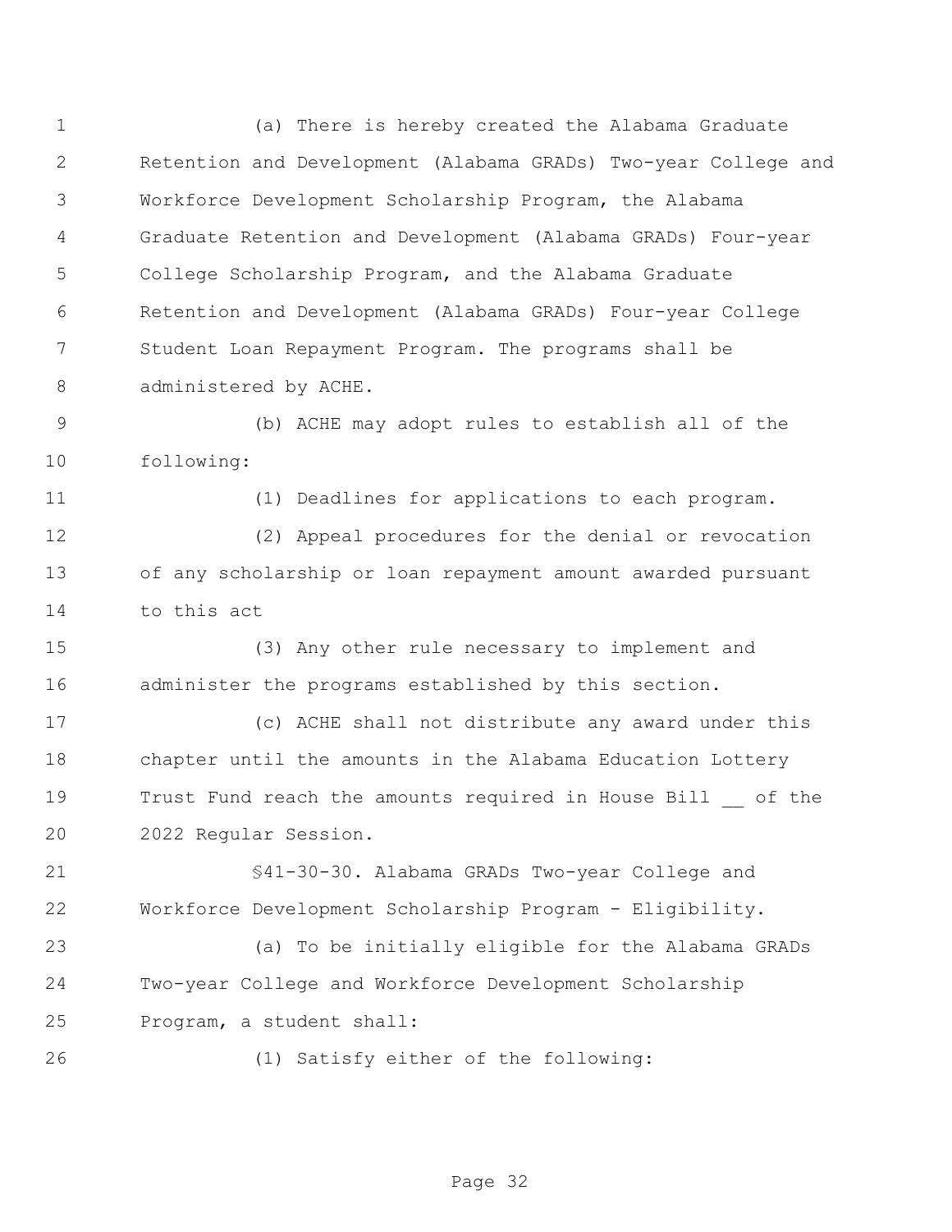(a) There is hereby created the Alabama Graduate Retention and Development (Alabama GRADs) Two-year College and Workforce Development Scholarship Program, the Alabama Graduate Retention and Development (Alabama GRADs) Four-year College Scholarship Program, and the Alabama Graduate Retention and Development (Alabama GRADs) Four-year College Student Loan Repayment Program. The programs shall be administered by ACHE.

(b) ACHE may adopt rules to establish all of the following:

(1) Deadlines for applications to each program.

(2) Appeal procedures for the denial or revocation of any scholarship or loan repayment amount awarded pursuant to this act

(3) Any other rule necessary to implement and administer the programs established by this section.

(c) ACHE shall not distribute any award under this chapter until the amounts in the Alabama Education Lottery Trust Fund reach the amounts required in House Bill __ of the 2022 Regular Session.

§41-30-30. Alabama GRADs Two-year College and Workforce Development Scholarship Program - Eligibility.

(a) To be initially eligible for the Alabama GRADs Two-year College and Workforce Development Scholarship Program, a student shall:

(1) Satisfy either of the following: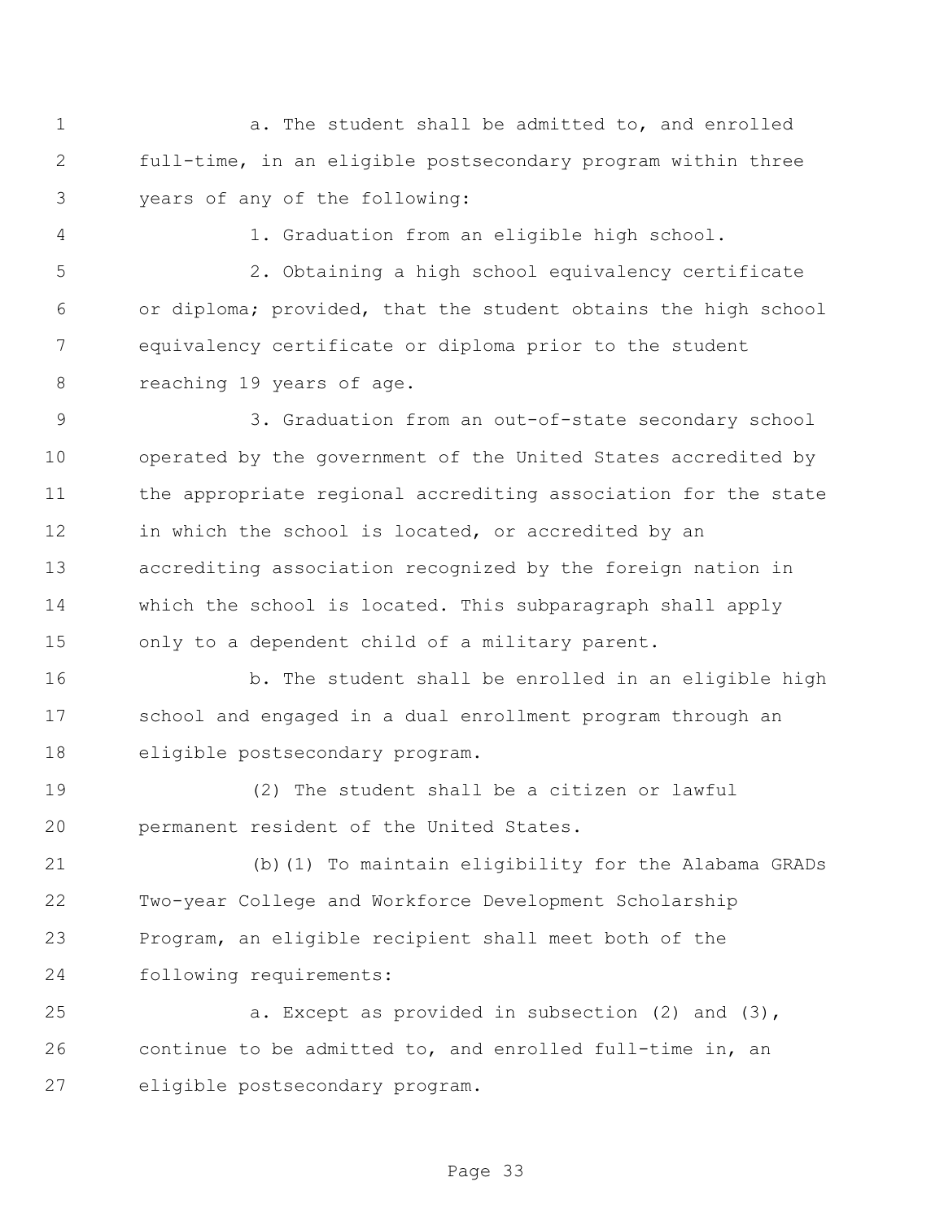a. The student shall be admitted to, and enrolled full-time, in an eligible postsecondary program within three years of any of the following:

1. Graduation from an eligible high school.

2. Obtaining a high school equivalency certificate or diploma; provided, that the student obtains the high school equivalency certificate or diploma prior to the student reaching 19 years of age.

3. Graduation from an out-of-state secondary school operated by the government of the United States accredited by the appropriate regional accrediting association for the state in which the school is located, or accredited by an accrediting association recognized by the foreign nation in which the school is located. This subparagraph shall apply only to a dependent child of a military parent.

b. The student shall be enrolled in an eligible high school and engaged in a dual enrollment program through an eligible postsecondary program.

(2) The student shall be a citizen or lawful permanent resident of the United States.

(b)(1) To maintain eligibility for the Alabama GRADs Two-year College and Workforce Development Scholarship Program, an eligible recipient shall meet both of the following requirements:

a. Except as provided in subsection (2) and (3), continue to be admitted to, and enrolled full-time in, an eligible postsecondary program.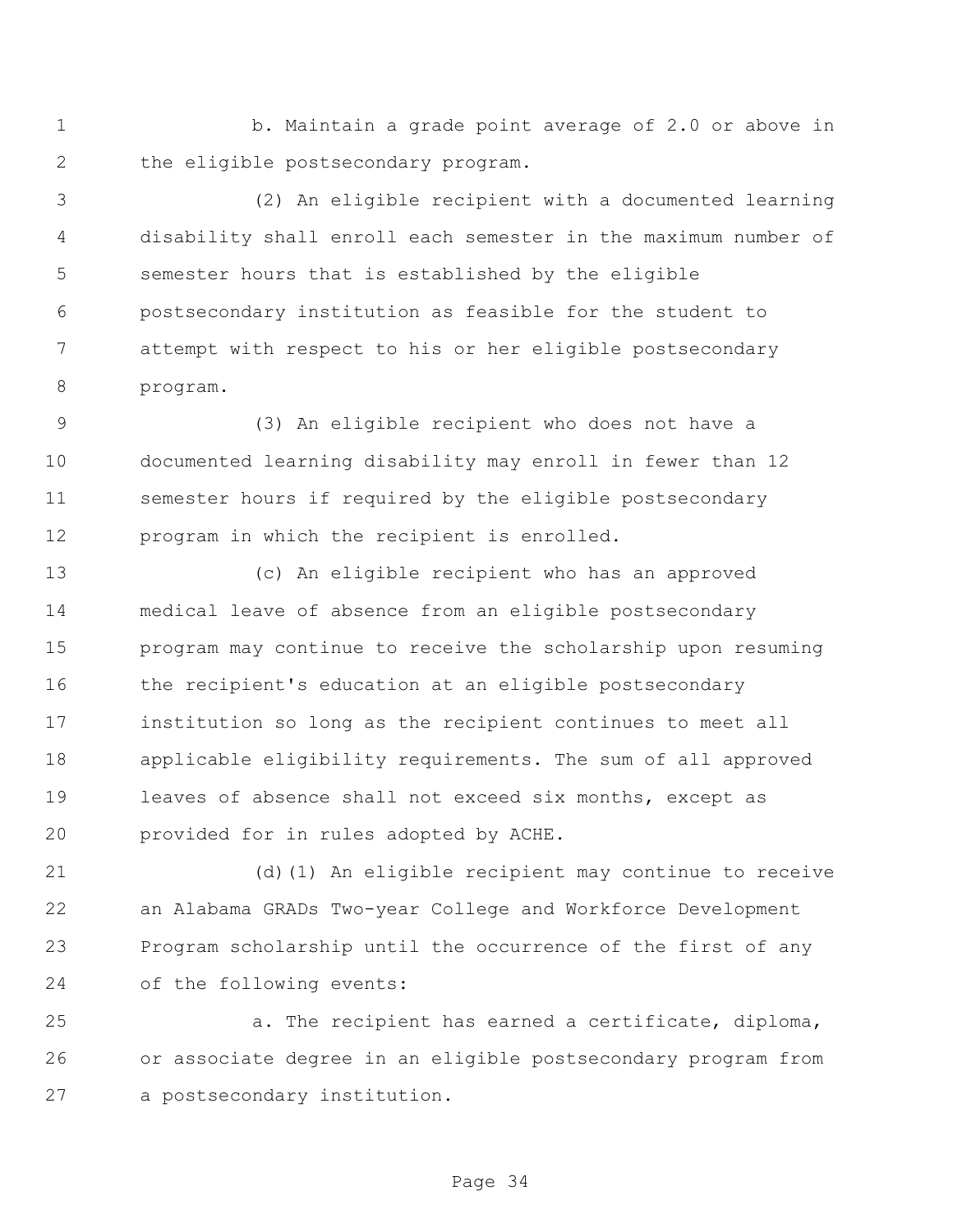b. Maintain a grade point average of 2.0 or above in the eligible postsecondary program.

(2) An eligible recipient with a documented learning disability shall enroll each semester in the maximum number of semester hours that is established by the eligible postsecondary institution as feasible for the student to attempt with respect to his or her eligible postsecondary program.

(3) An eligible recipient who does not have a documented learning disability may enroll in fewer than 12 semester hours if required by the eligible postsecondary program in which the recipient is enrolled.

(c) An eligible recipient who has an approved medical leave of absence from an eligible postsecondary program may continue to receive the scholarship upon resuming the recipient's education at an eligible postsecondary institution so long as the recipient continues to meet all applicable eligibility requirements. The sum of all approved leaves of absence shall not exceed six months, except as provided for in rules adopted by ACHE.

(d)(1) An eligible recipient may continue to receive an Alabama GRADs Two-year College and Workforce Development Program scholarship until the occurrence of the first of any of the following events:

a. The recipient has earned a certificate, diploma, or associate degree in an eligible postsecondary program from a postsecondary institution.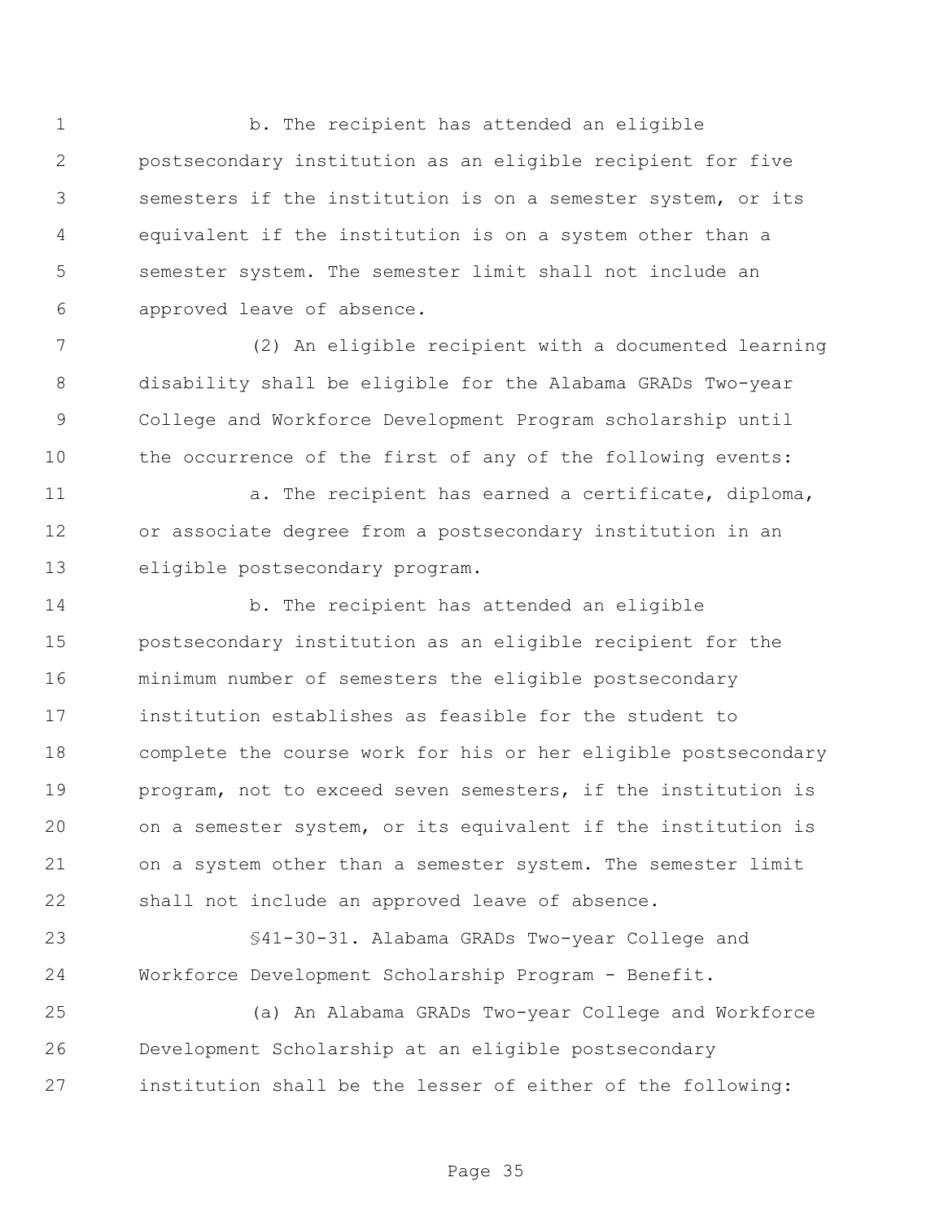b. The recipient has attended an eligible postsecondary institution as an eligible recipient for five semesters if the institution is on a semester system, or its equivalent if the institution is on a system other than a semester system. The semester limit shall not include an approved leave of absence.

(2) An eligible recipient with a documented learning disability shall be eligible for the Alabama GRADs Two-year College and Workforce Development Program scholarship until the occurrence of the first of any of the following events:

a. The recipient has earned a certificate, diploma, or associate degree from a postsecondary institution in an eligible postsecondary program.

b. The recipient has attended an eligible postsecondary institution as an eligible recipient for the minimum number of semesters the eligible postsecondary institution establishes as feasible for the student to complete the course work for his or her eligible postsecondary program, not to exceed seven semesters, if the institution is on a semester system, or its equivalent if the institution is on a system other than a semester system. The semester limit shall not include an approved leave of absence.

§41-30-31. Alabama GRADs Two-year College and Workforce Development Scholarship Program - Benefit.

(a) An Alabama GRADs Two-year College and Workforce Development Scholarship at an eligible postsecondary institution shall be the lesser of either of the following: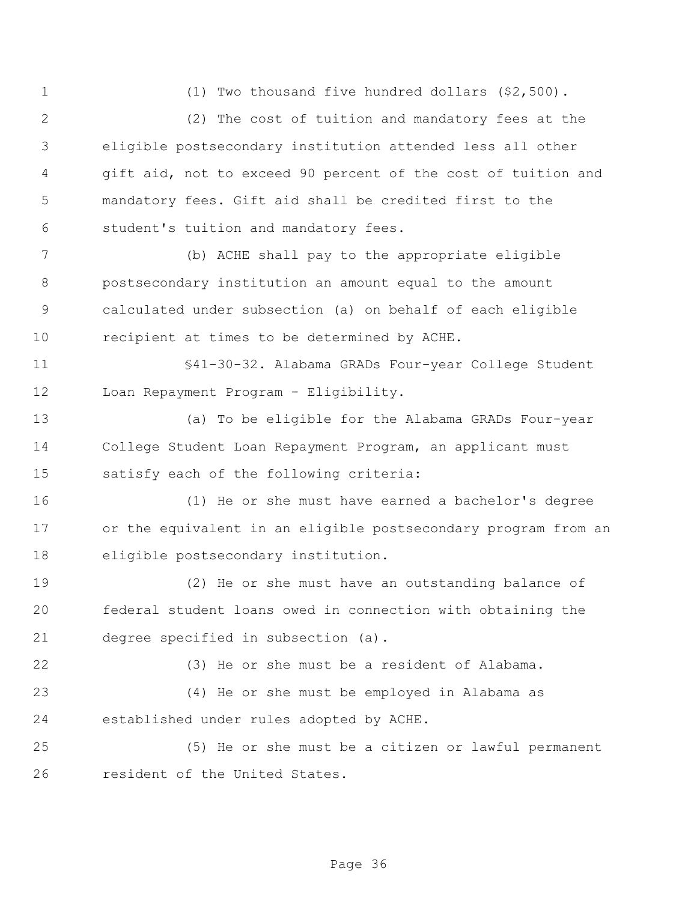(1) Two thousand five hundred dollars ($2,500).

(2) The cost of tuition and mandatory fees at the eligible postsecondary institution attended less all other gift aid, not to exceed 90 percent of the cost of tuition and mandatory fees. Gift aid shall be credited first to the student's tuition and mandatory fees.

(b) ACHE shall pay to the appropriate eligible postsecondary institution an amount equal to the amount calculated under subsection (a) on behalf of each eligible recipient at times to be determined by ACHE.

§41-30-32. Alabama GRADs Four-year College Student Loan Repayment Program - Eligibility.

(a) To be eligible for the Alabama GRADs Four-year College Student Loan Repayment Program, an applicant must satisfy each of the following criteria:

(1) He or she must have earned a bachelor's degree or the equivalent in an eligible postsecondary program from an eligible postsecondary institution.

(2) He or she must have an outstanding balance of federal student loans owed in connection with obtaining the degree specified in subsection (a).

(3) He or she must be a resident of Alabama.

(4) He or she must be employed in Alabama as established under rules adopted by ACHE.

(5) He or she must be a citizen or lawful permanent resident of the United States.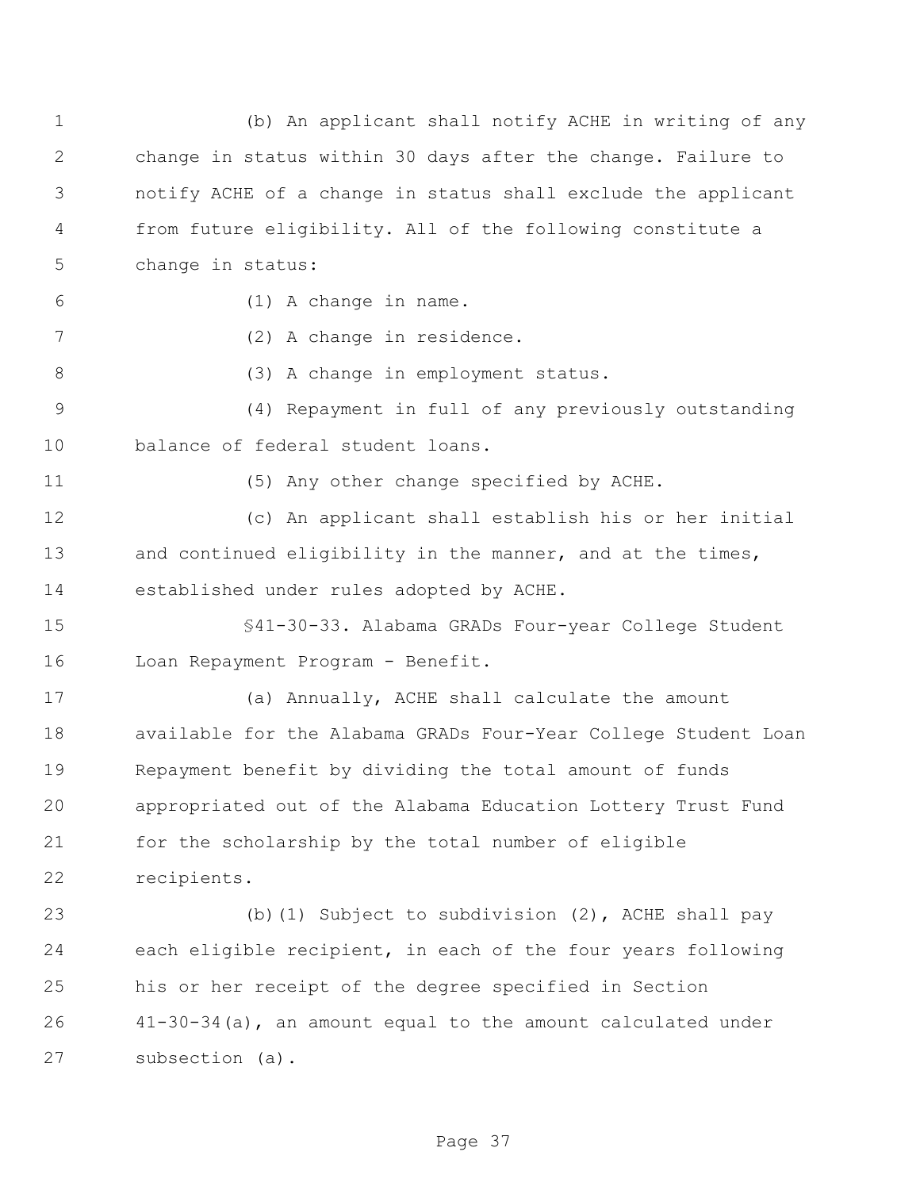(b) An applicant shall notify ACHE in writing of any change in status within 30 days after the change. Failure to notify ACHE of a change in status shall exclude the applicant from future eligibility. All of the following constitute a change in status:

(1) A change in name.

(2) A change in residence.

(3) A change in employment status.

(4) Repayment in full of any previously outstanding balance of federal student loans.

(5) Any other change specified by ACHE.

(c) An applicant shall establish his or her initial and continued eligibility in the manner, and at the times, established under rules adopted by ACHE.

§41-30-33. Alabama GRADs Four-year College Student Loan Repayment Program - Benefit.

(a) Annually, ACHE shall calculate the amount available for the Alabama GRADs Four-Year College Student Loan Repayment benefit by dividing the total amount of funds appropriated out of the Alabama Education Lottery Trust Fund for the scholarship by the total number of eligible recipients.

(b)(1) Subject to subdivision (2), ACHE shall pay each eligible recipient, in each of the four years following his or her receipt of the degree specified in Section 41-30-34(a), an amount equal to the amount calculated under subsection (a).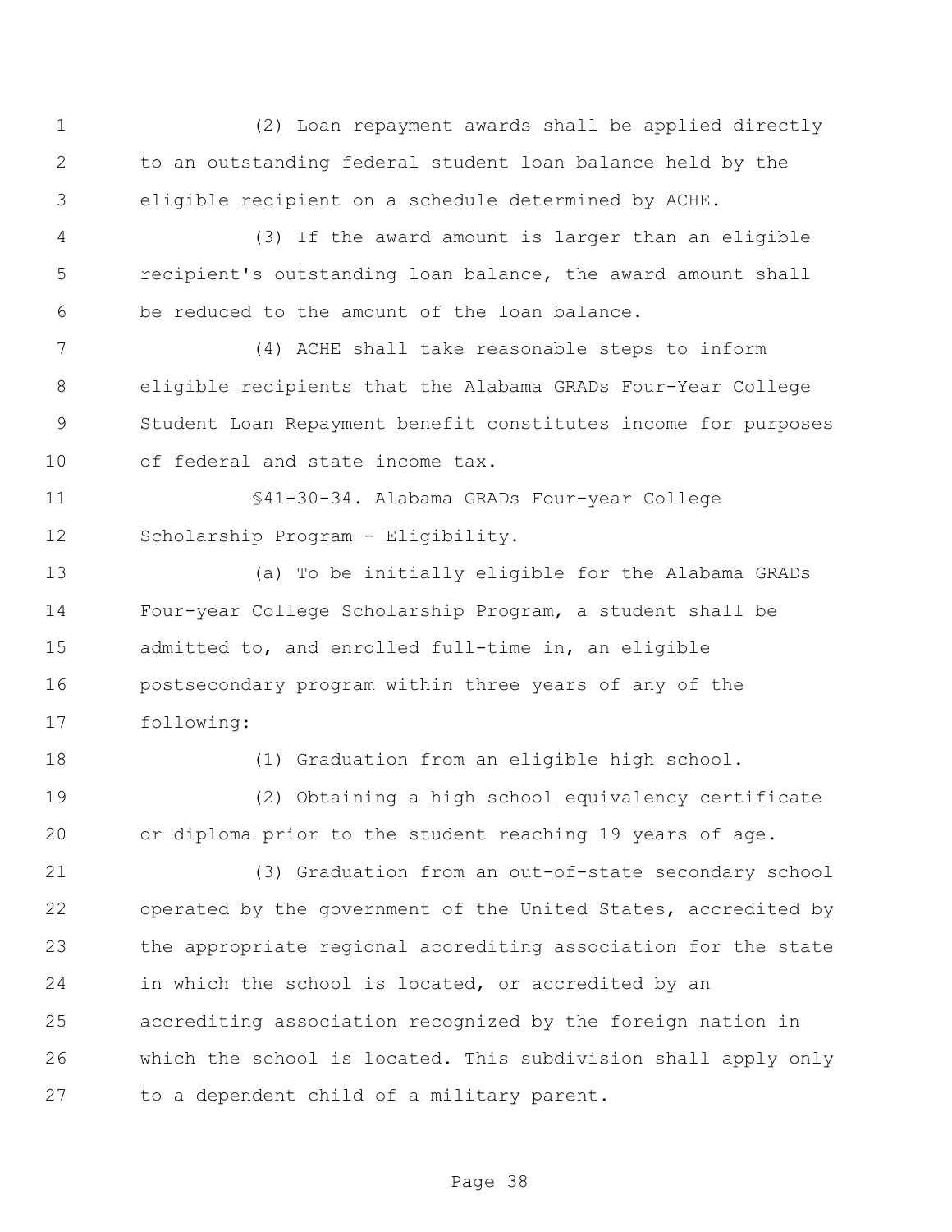(2) Loan repayment awards shall be applied directly to an outstanding federal student loan balance held by the eligible recipient on a schedule determined by ACHE.

(3) If the award amount is larger than an eligible recipient's outstanding loan balance, the award amount shall be reduced to the amount of the loan balance.

(4) ACHE shall take reasonable steps to inform eligible recipients that the Alabama GRADs Four-Year College Student Loan Repayment benefit constitutes income for purposes of federal and state income tax.

§41-30-34. Alabama GRADs Four-year College Scholarship Program - Eligibility.

(a) To be initially eligible for the Alabama GRADs Four-year College Scholarship Program, a student shall be admitted to, and enrolled full-time in, an eligible postsecondary program within three years of any of the following:

(1) Graduation from an eligible high school.

(2) Obtaining a high school equivalency certificate or diploma prior to the student reaching 19 years of age.

(3) Graduation from an out-of-state secondary school operated by the government of the United States, accredited by the appropriate regional accrediting association for the state in which the school is located, or accredited by an accrediting association recognized by the foreign nation in which the school is located. This subdivision shall apply only to a dependent child of a military parent.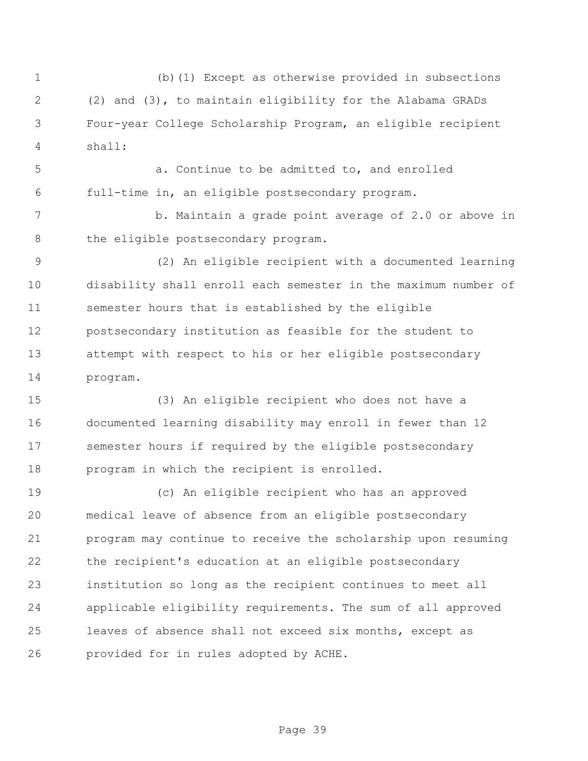(b)(1) Except as otherwise provided in subsections (2) and (3), to maintain eligibility for the Alabama GRADs Four-year College Scholarship Program, an eligible recipient shall:

a. Continue to be admitted to, and enrolled full-time in, an eligible postsecondary program.

b. Maintain a grade point average of 2.0 or above in the eligible postsecondary program.

(2) An eligible recipient with a documented learning disability shall enroll each semester in the maximum number of semester hours that is established by the eligible postsecondary institution as feasible for the student to attempt with respect to his or her eligible postsecondary program.

(3) An eligible recipient who does not have a documented learning disability may enroll in fewer than 12 semester hours if required by the eligible postsecondary program in which the recipient is enrolled.

(c) An eligible recipient who has an approved medical leave of absence from an eligible postsecondary program may continue to receive the scholarship upon resuming the recipient's education at an eligible postsecondary institution so long as the recipient continues to meet all applicable eligibility requirements. The sum of all approved leaves of absence shall not exceed six months, except as provided for in rules adopted by ACHE.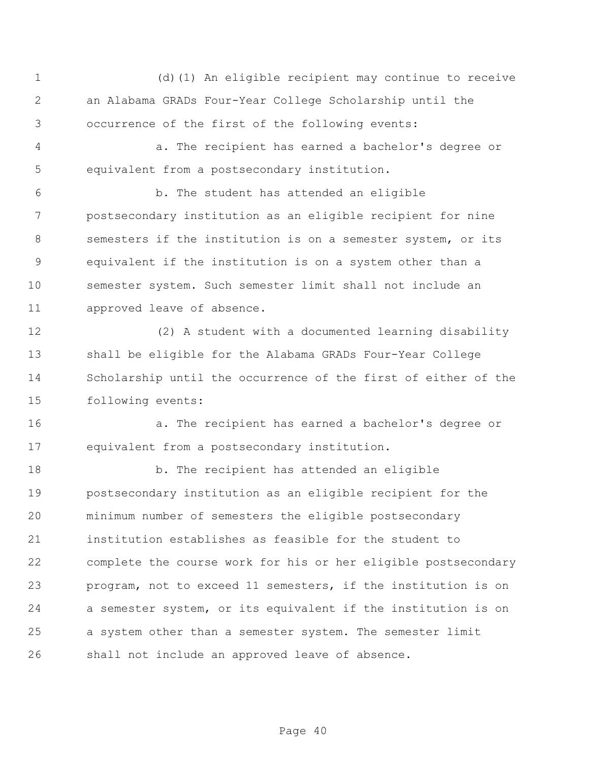(d)(1) An eligible recipient may continue to receive an Alabama GRADs Four-Year College Scholarship until the occurrence of the first of the following events:

a. The recipient has earned a bachelor's degree or equivalent from a postsecondary institution.

b. The student has attended an eligible postsecondary institution as an eligible recipient for nine semesters if the institution is on a semester system, or its equivalent if the institution is on a system other than a semester system. Such semester limit shall not include an approved leave of absence.

(2) A student with a documented learning disability shall be eligible for the Alabama GRADs Four-Year College Scholarship until the occurrence of the first of either of the following events:

a. The recipient has earned a bachelor's degree or equivalent from a postsecondary institution.

b. The recipient has attended an eligible postsecondary institution as an eligible recipient for the minimum number of semesters the eligible postsecondary institution establishes as feasible for the student to complete the course work for his or her eligible postsecondary program, not to exceed 11 semesters, if the institution is on a semester system, or its equivalent if the institution is on a system other than a semester system. The semester limit shall not include an approved leave of absence.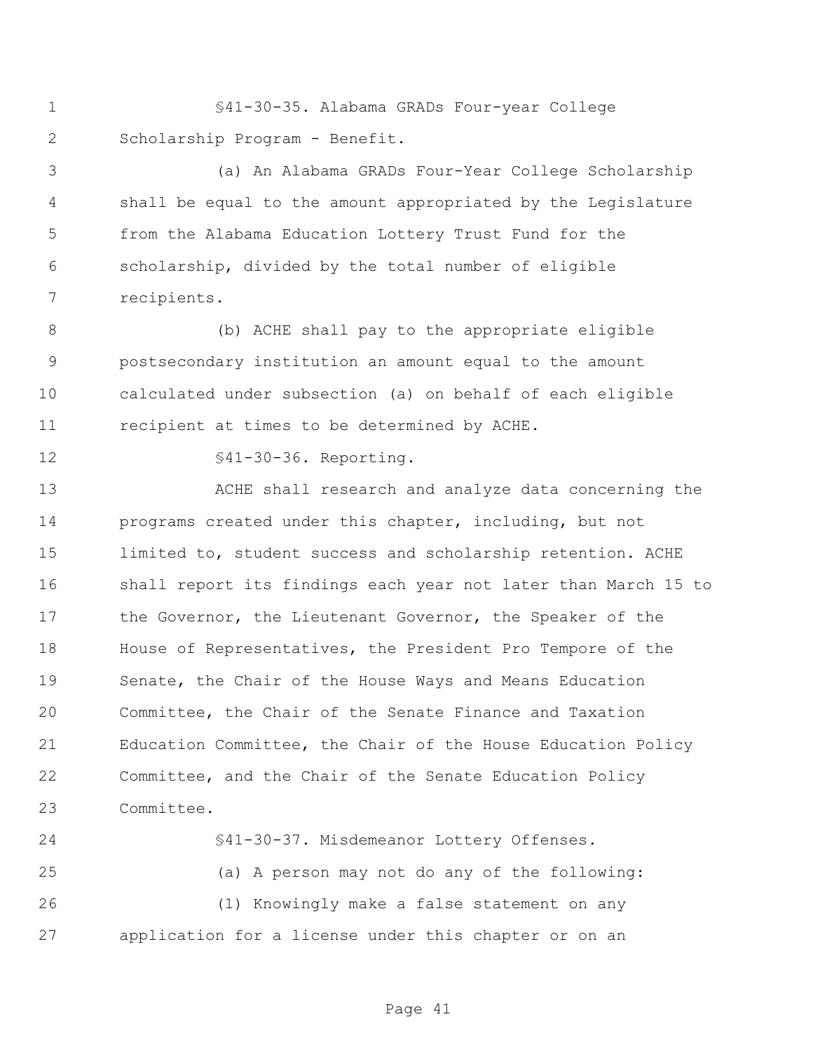§41-30-35. Alabama GRADs Four-year College Scholarship Program - Benefit.

(a) An Alabama GRADs Four-Year College Scholarship shall be equal to the amount appropriated by the Legislature from the Alabama Education Lottery Trust Fund for the scholarship, divided by the total number of eligible recipients.

(b) ACHE shall pay to the appropriate eligible postsecondary institution an amount equal to the amount calculated under subsection (a) on behalf of each eligible recipient at times to be determined by ACHE.

§41-30-36. Reporting.

ACHE shall research and analyze data concerning the programs created under this chapter, including, but not limited to, student success and scholarship retention. ACHE shall report its findings each year not later than March 15 to the Governor, the Lieutenant Governor, the Speaker of the House of Representatives, the President Pro Tempore of the Senate, the Chair of the House Ways and Means Education Committee, the Chair of the Senate Finance and Taxation Education Committee, the Chair of the House Education Policy Committee, and the Chair of the Senate Education Policy Committee.

§41-30-37. Misdemeanor Lottery Offenses.

(a) A person may not do any of the following:

(1) Knowingly make a false statement on any application for a license under this chapter or on an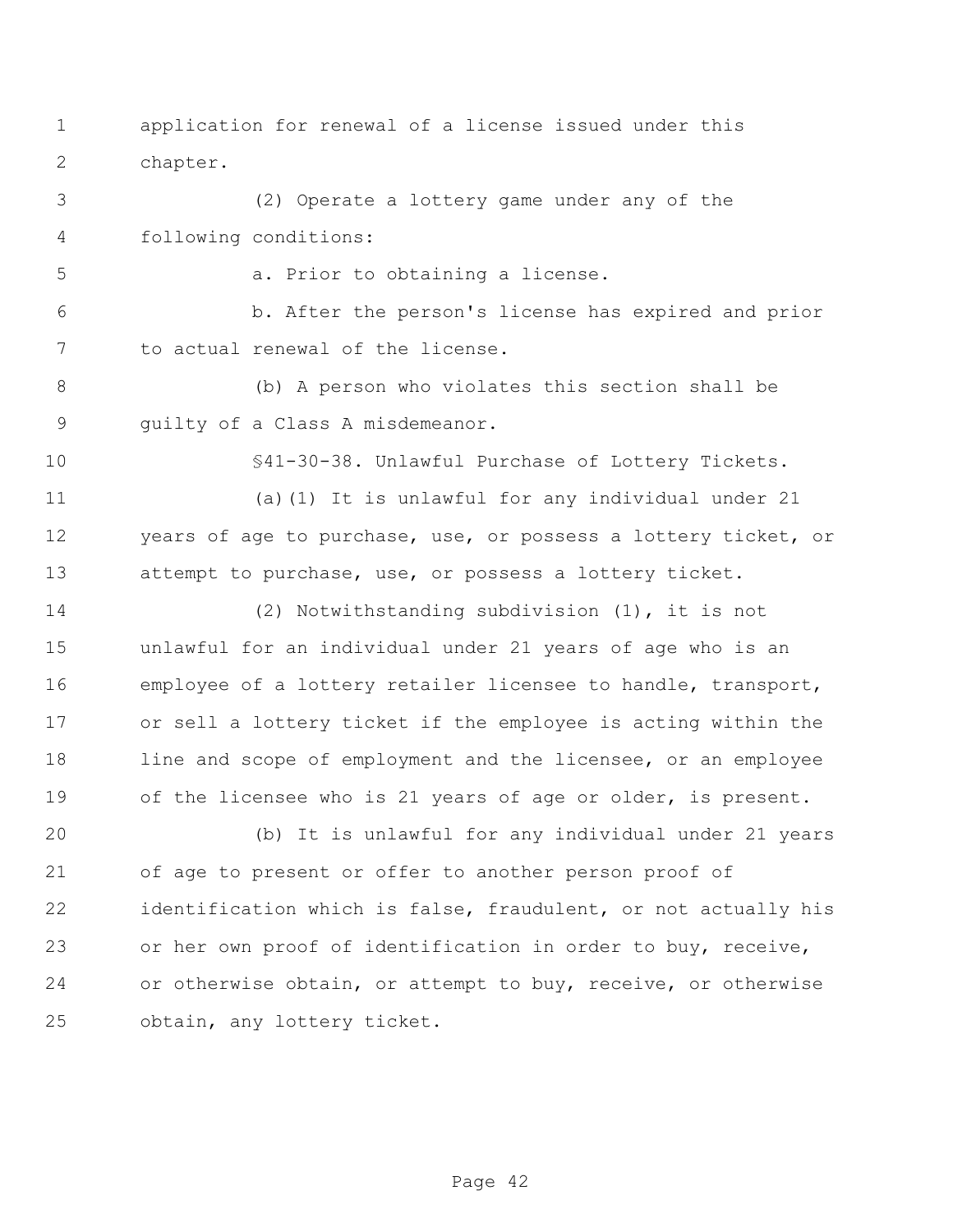application for renewal of a license issued under this chapter.

(2) Operate a lottery game under any of the following conditions:

a. Prior to obtaining a license.

b. After the person's license has expired and prior to actual renewal of the license.

(b) A person who violates this section shall be guilty of a Class A misdemeanor.

§41-30-38. Unlawful Purchase of Lottery Tickets.

(a)(1) It is unlawful for any individual under 21 years of age to purchase, use, or possess a lottery ticket, or attempt to purchase, use, or possess a lottery ticket.

(2) Notwithstanding subdivision (1), it is not unlawful for an individual under 21 years of age who is an employee of a lottery retailer licensee to handle, transport, or sell a lottery ticket if the employee is acting within the line and scope of employment and the licensee, or an employee of the licensee who is 21 years of age or older, is present.

(b) It is unlawful for any individual under 21 years of age to present or offer to another person proof of identification which is false, fraudulent, or not actually his or her own proof of identification in order to buy, receive, or otherwise obtain, or attempt to buy, receive, or otherwise obtain, any lottery ticket.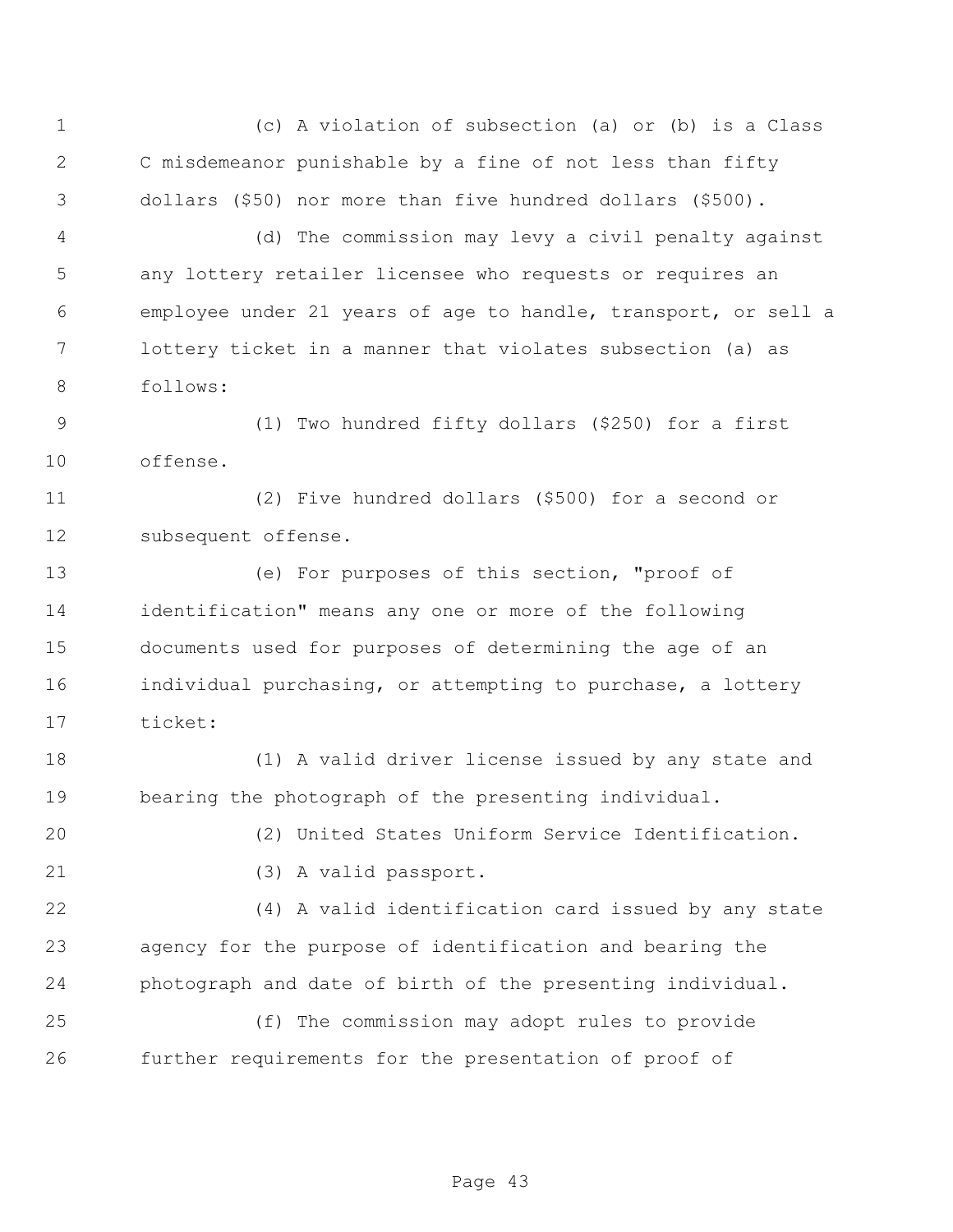(c) A violation of subsection (a) or (b) is a Class C misdemeanor punishable by a fine of not less than fifty dollars ($50) nor more than five hundred dollars ($500).

(d) The commission may levy a civil penalty against any lottery retailer licensee who requests or requires an employee under 21 years of age to handle, transport, or sell a lottery ticket in a manner that violates subsection (a) as follows:

(1) Two hundred fifty dollars ($250) for a first offense.

(2) Five hundred dollars ($500) for a second or subsequent offense.

(e) For purposes of this section, "proof of identification" means any one or more of the following documents used for purposes of determining the age of an individual purchasing, or attempting to purchase, a lottery ticket:

(1) A valid driver license issued by any state and bearing the photograph of the presenting individual.

(2) United States Uniform Service Identification.

(3) A valid passport.

(4) A valid identification card issued by any state agency for the purpose of identification and bearing the photograph and date of birth of the presenting individual.

(f) The commission may adopt rules to provide further requirements for the presentation of proof of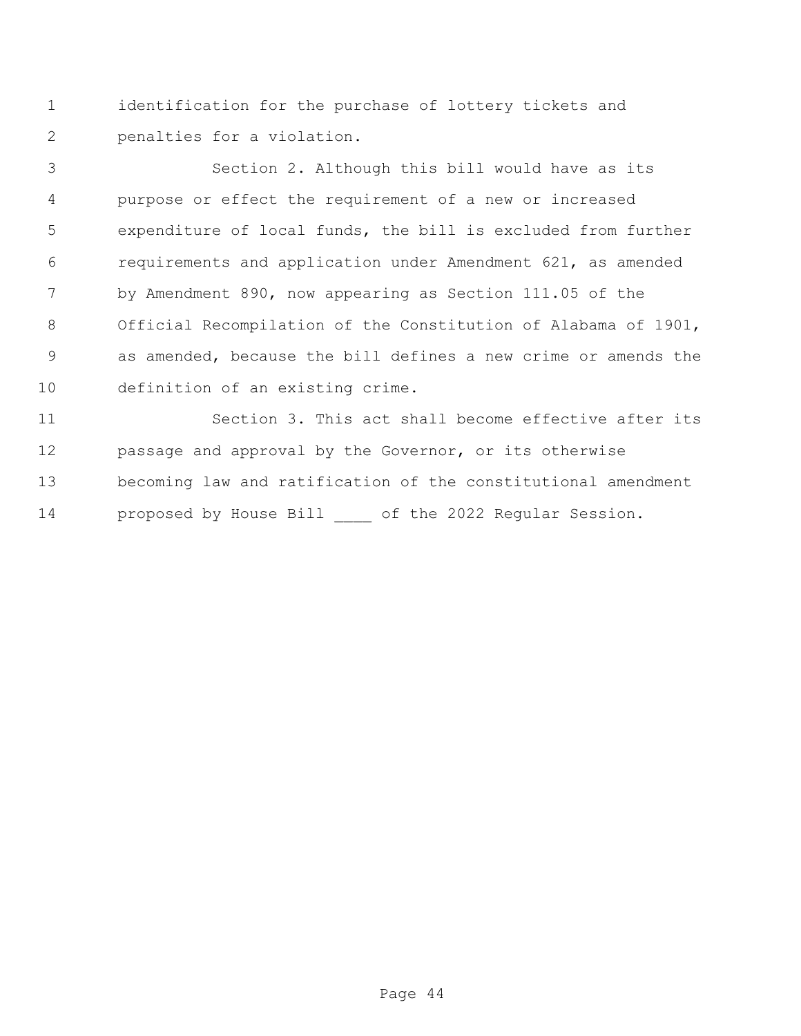identification for the purchase of lottery tickets and penalties for a violation.

Section 2. Although this bill would have as its purpose or effect the requirement of a new or increased expenditure of local funds, the bill is excluded from further requirements and application under Amendment 621, as amended by Amendment 890, now appearing as Section 111.05 of the Official Recompilation of the Constitution of Alabama of 1901, as amended, because the bill defines a new crime or amends the definition of an existing crime.

Section 3. This act shall become effective after its passage and approval by the Governor, or its otherwise becoming law and ratification of the constitutional amendment proposed by House Bill ____ of the 2022 Regular Session.